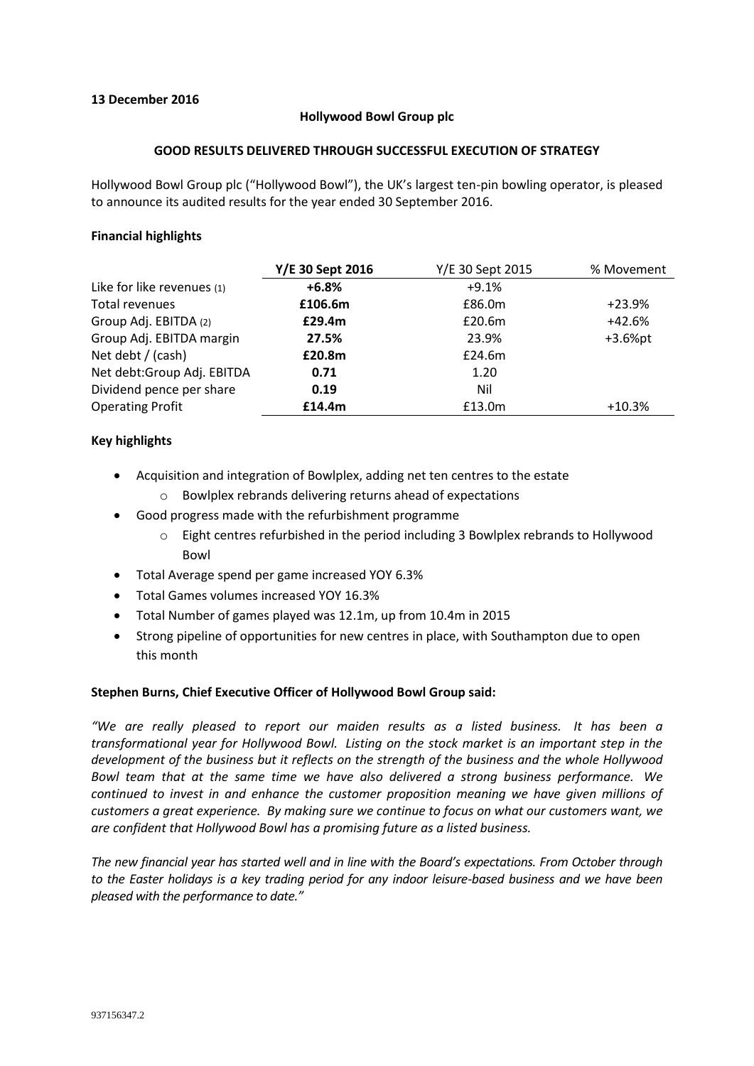**13 December 2016**

**Hollywood Bowl Group plc**

**GOOD RESULTS DELIVERED THROUGH SUCCESSFUL EXECUTION OF STRATEGY**

Hollywood Bowl Group plc ("Hollywood Bowl"), the UK's largest ten-pin bowling operator, is pleased to announce its audited results for the year ended 30 September 2016.

**Financial highlights**

| | **Y/E 30 Sept 2016** | Y/E 30 Sept 2015 | % Movement |
|---|---|---|---|
| Like for like revenues (1) | **+6.8%** | +9.1% | |
| Total revenues | **£106.6m** | £86.0m | +23.9% |
| Group Adj. EBITDA (2) | **£29.4m** | £20.6m | +42.6% |
| Group Adj. EBITDA margin | **27.5%** | 23.9% | +3.6%pt |
| Net debt / (cash) | **£20.8m** | £24.6m | |
| Net debt:Group Adj. EBITDA | **0.71** | 1.20 | |
| Dividend pence per share | **0.19** | Nil | |
| Operating Profit | **£14.4m** | £13.0m | +10.3% |

**Key highlights**

- Acquisition and integration of Bowlplex, adding net ten centres to the estate
  - Bowlplex rebrands delivering returns ahead of expectations
- Good progress made with the refurbishment programme
  - Eight centres refurbished in the period including 3 Bowlplex rebrands to Hollywood Bowl
- Total Average spend per game increased YOY 6.3%
- Total Games volumes increased YOY 16.3%
- Total Number of games played was 12.1m, up from 10.4m in 2015
- Strong pipeline of opportunities for new centres in place, with Southampton due to open this month

**Stephen Burns, Chief Executive Officer of Hollywood Bowl Group said:**

*"We are really pleased to report our maiden results as a listed business. It has been a transformational year for Hollywood Bowl. Listing on the stock market is an important step in the development of the business but it reflects on the strength of the business and the whole Hollywood Bowl team that at the same time we have also delivered a strong business performance. We continued to invest in and enhance the customer proposition meaning we have given millions of customers a great experience. By making sure we continue to focus on what our customers want, we are confident that Hollywood Bowl has a promising future as a listed business.*

*The new financial year has started well and in line with the Board's expectations. From October through to the Easter holidays is a key trading period for any indoor leisure-based business and we have been pleased with the performance to date."*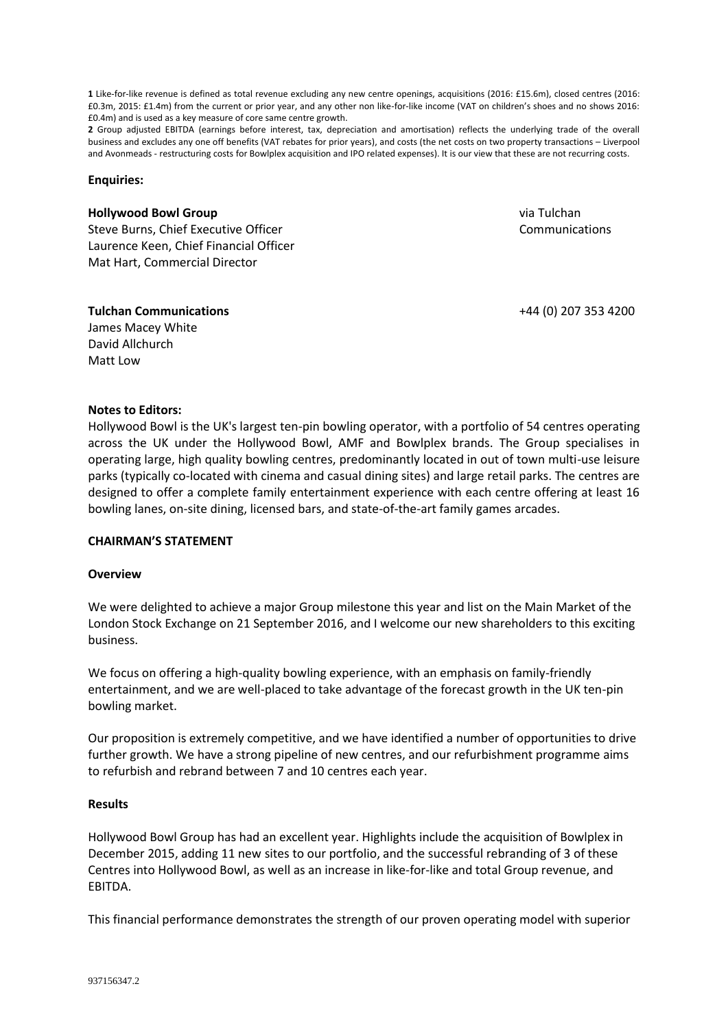**1** Like-for-like revenue is defined as total revenue excluding any new centre openings, acquisitions (2016: £15.6m), closed centres (2016: £0.3m, 2015: £1.4m) from the current or prior year, and any other non like-for-like income (VAT on children's shoes and no shows 2016: £0.4m) and is used as a key measure of core same centre growth.

**2** Group adjusted EBITDA (earnings before interest, tax, depreciation and amortisation) reflects the underlying trade of the overall business and excludes any one off benefits (VAT rebates for prior years), and costs (the net costs on two property transactions – Liverpool and Avonmeads - restructuring costs for Bowlplex acquisition and IPO related expenses). It is our view that these are not recurring costs.

**Enquiries:**

**Hollywood Bowl Group** — via Tulchan Communications

Steve Burns, Chief Executive Officer
Laurence Keen, Chief Financial Officer
Mat Hart, Commercial Director

**Tulchan Communications** — +44 (0) 207 353 4200

James Macey White
David Allchurch
Matt Low

**Notes to Editors:**

Hollywood Bowl is the UK's largest ten-pin bowling operator, with a portfolio of 54 centres operating across the UK under the Hollywood Bowl, AMF and Bowlplex brands. The Group specialises in operating large, high quality bowling centres, predominantly located in out of town multi-use leisure parks (typically co-located with cinema and casual dining sites) and large retail parks. The centres are designed to offer a complete family entertainment experience with each centre offering at least 16 bowling lanes, on-site dining, licensed bars, and state-of-the-art family games arcades.

## CHAIRMAN'S STATEMENT

### Overview

We were delighted to achieve a major Group milestone this year and list on the Main Market of the London Stock Exchange on 21 September 2016, and I welcome our new shareholders to this exciting business.

We focus on offering a high-quality bowling experience, with an emphasis on family-friendly entertainment, and we are well-placed to take advantage of the forecast growth in the UK ten-pin bowling market.

Our proposition is extremely competitive, and we have identified a number of opportunities to drive further growth. We have a strong pipeline of new centres, and our refurbishment programme aims to refurbish and rebrand between 7 and 10 centres each year.

### Results

Hollywood Bowl Group has had an excellent year. Highlights include the acquisition of Bowlplex in December 2015, adding 11 new sites to our portfolio, and the successful rebranding of 3 of these Centres into Hollywood Bowl, as well as an increase in like-for-like and total Group revenue, and EBITDA.

This financial performance demonstrates the strength of our proven operating model with superior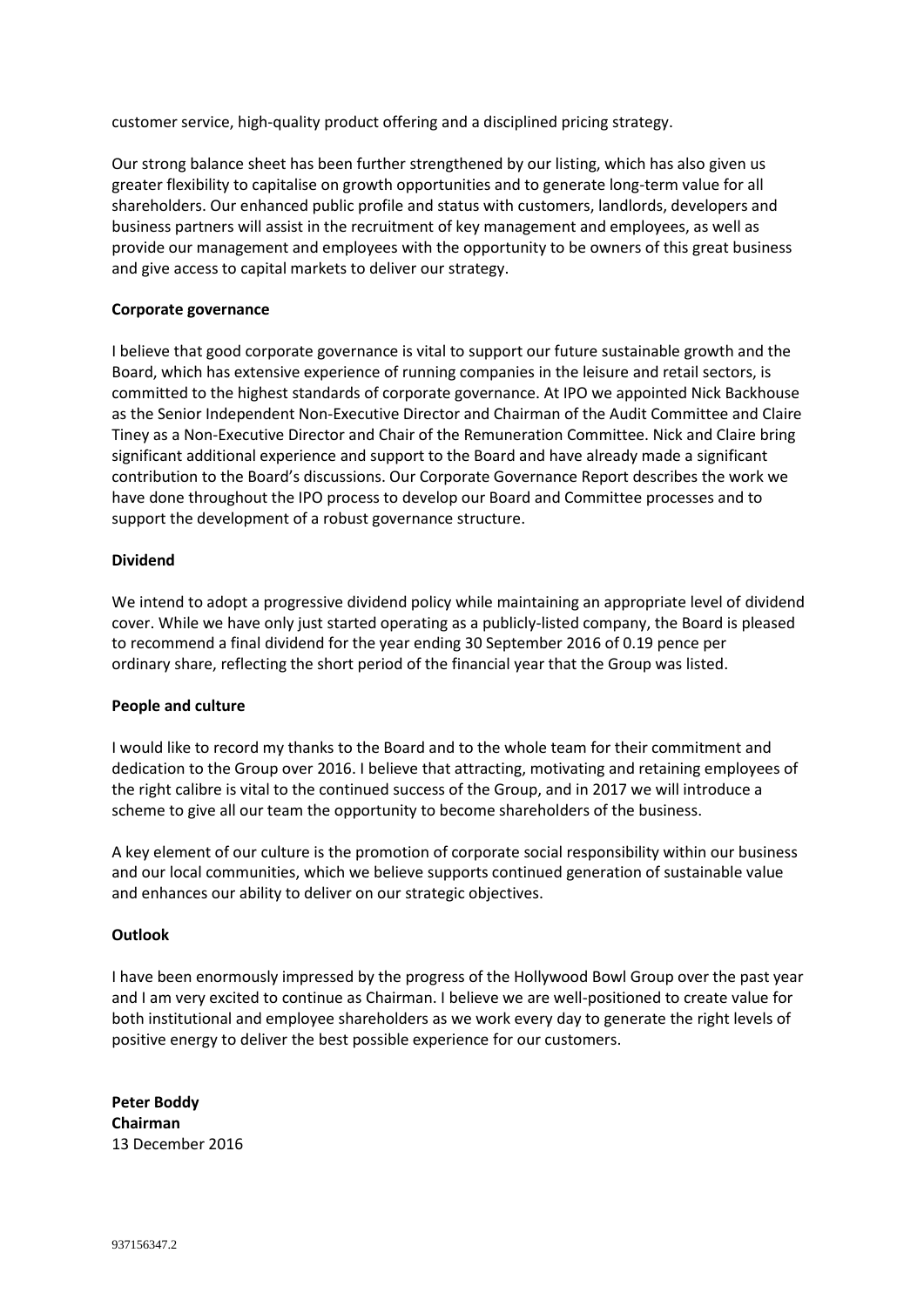customer service, high-quality product offering and a disciplined pricing strategy.

Our strong balance sheet has been further strengthened by our listing, which has also given us greater flexibility to capitalise on growth opportunities and to generate long-term value for all shareholders. Our enhanced public profile and status with customers, landlords, developers and business partners will assist in the recruitment of key management and employees, as well as provide our management and employees with the opportunity to be owners of this great business and give access to capital markets to deliver our strategy.

**Corporate governance**

I believe that good corporate governance is vital to support our future sustainable growth and the Board, which has extensive experience of running companies in the leisure and retail sectors, is committed to the highest standards of corporate governance. At IPO we appointed Nick Backhouse as the Senior Independent Non-Executive Director and Chairman of the Audit Committee and Claire Tiney as a Non-Executive Director and Chair of the Remuneration Committee. Nick and Claire bring significant additional experience and support to the Board and have already made a significant contribution to the Board's discussions. Our Corporate Governance Report describes the work we have done throughout the IPO process to develop our Board and Committee processes and to support the development of a robust governance structure.

**Dividend**

We intend to adopt a progressive dividend policy while maintaining an appropriate level of dividend cover. While we have only just started operating as a publicly-listed company, the Board is pleased to recommend a final dividend for the year ending 30 September 2016 of 0.19 pence per ordinary share, reflecting the short period of the financial year that the Group was listed.

**People and culture**

I would like to record my thanks to the Board and to the whole team for their commitment and dedication to the Group over 2016. I believe that attracting, motivating and retaining employees of the right calibre is vital to the continued success of the Group, and in 2017 we will introduce a scheme to give all our team the opportunity to become shareholders of the business.

A key element of our culture is the promotion of corporate social responsibility within our business and our local communities, which we believe supports continued generation of sustainable value and enhances our ability to deliver on our strategic objectives.

**Outlook**

I have been enormously impressed by the progress of the Hollywood Bowl Group over the past year and I am very excited to continue as Chairman. I believe we are well-positioned to create value for both institutional and employee shareholders as we work every day to generate the right levels of positive energy to deliver the best possible experience for our customers.

**Peter Boddy**
**Chairman**
13 December 2016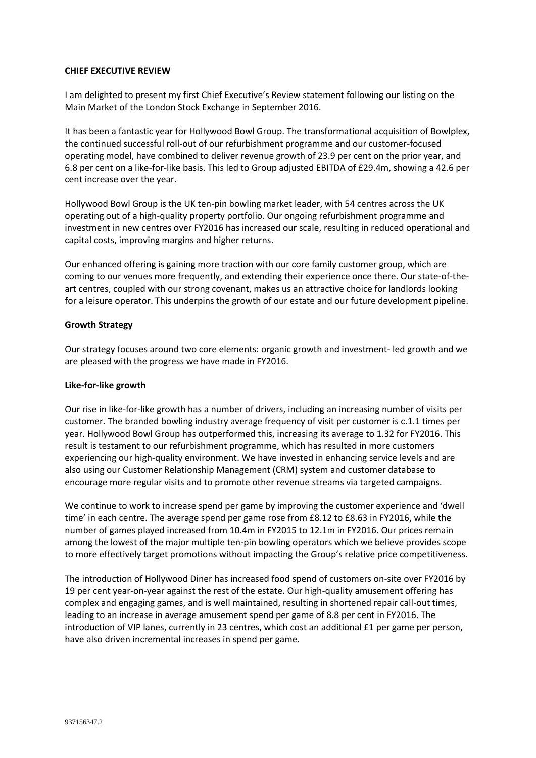**CHIEF EXECUTIVE REVIEW**

I am delighted to present my first Chief Executive's Review statement following our listing on the Main Market of the London Stock Exchange in September 2016.

It has been a fantastic year for Hollywood Bowl Group. The transformational acquisition of Bowlplex, the continued successful roll-out of our refurbishment programme and our customer-focused operating model, have combined to deliver revenue growth of 23.9 per cent on the prior year, and 6.8 per cent on a like-for-like basis. This led to Group adjusted EBITDA of £29.4m, showing a 42.6 per cent increase over the year.

Hollywood Bowl Group is the UK ten-pin bowling market leader, with 54 centres across the UK operating out of a high-quality property portfolio. Our ongoing refurbishment programme and investment in new centres over FY2016 has increased our scale, resulting in reduced operational and capital costs, improving margins and higher returns.

Our enhanced offering is gaining more traction with our core family customer group, which are coming to our venues more frequently, and extending their experience once there. Our state-of-the-art centres, coupled with our strong covenant, makes us an attractive choice for landlords looking for a leisure operator. This underpins the growth of our estate and our future development pipeline.

**Growth Strategy**

Our strategy focuses around two core elements: organic growth and investment- led growth and we are pleased with the progress we have made in FY2016.

**Like-for-like growth**

Our rise in like-for-like growth has a number of drivers, including an increasing number of visits per customer. The branded bowling industry average frequency of visit per customer is c.1.1 times per year. Hollywood Bowl Group has outperformed this, increasing its average to 1.32 for FY2016. This result is testament to our refurbishment programme, which has resulted in more customers experiencing our high-quality environment. We have invested in enhancing service levels and are also using our Customer Relationship Management (CRM) system and customer database to encourage more regular visits and to promote other revenue streams via targeted campaigns.

We continue to work to increase spend per game by improving the customer experience and 'dwell time' in each centre. The average spend per game rose from £8.12 to £8.63 in FY2016, while the number of games played increased from 10.4m in FY2015 to 12.1m in FY2016. Our prices remain among the lowest of the major multiple ten-pin bowling operators which we believe provides scope to more effectively target promotions without impacting the Group's relative price competitiveness.

The introduction of Hollywood Diner has increased food spend of customers on-site over FY2016 by 19 per cent year-on-year against the rest of the estate. Our high-quality amusement offering has complex and engaging games, and is well maintained, resulting in shortened repair call-out times, leading to an increase in average amusement spend per game of 8.8 per cent in FY2016. The introduction of VIP lanes, currently in 23 centres, which cost an additional £1 per game per person, have also driven incremental increases in spend per game.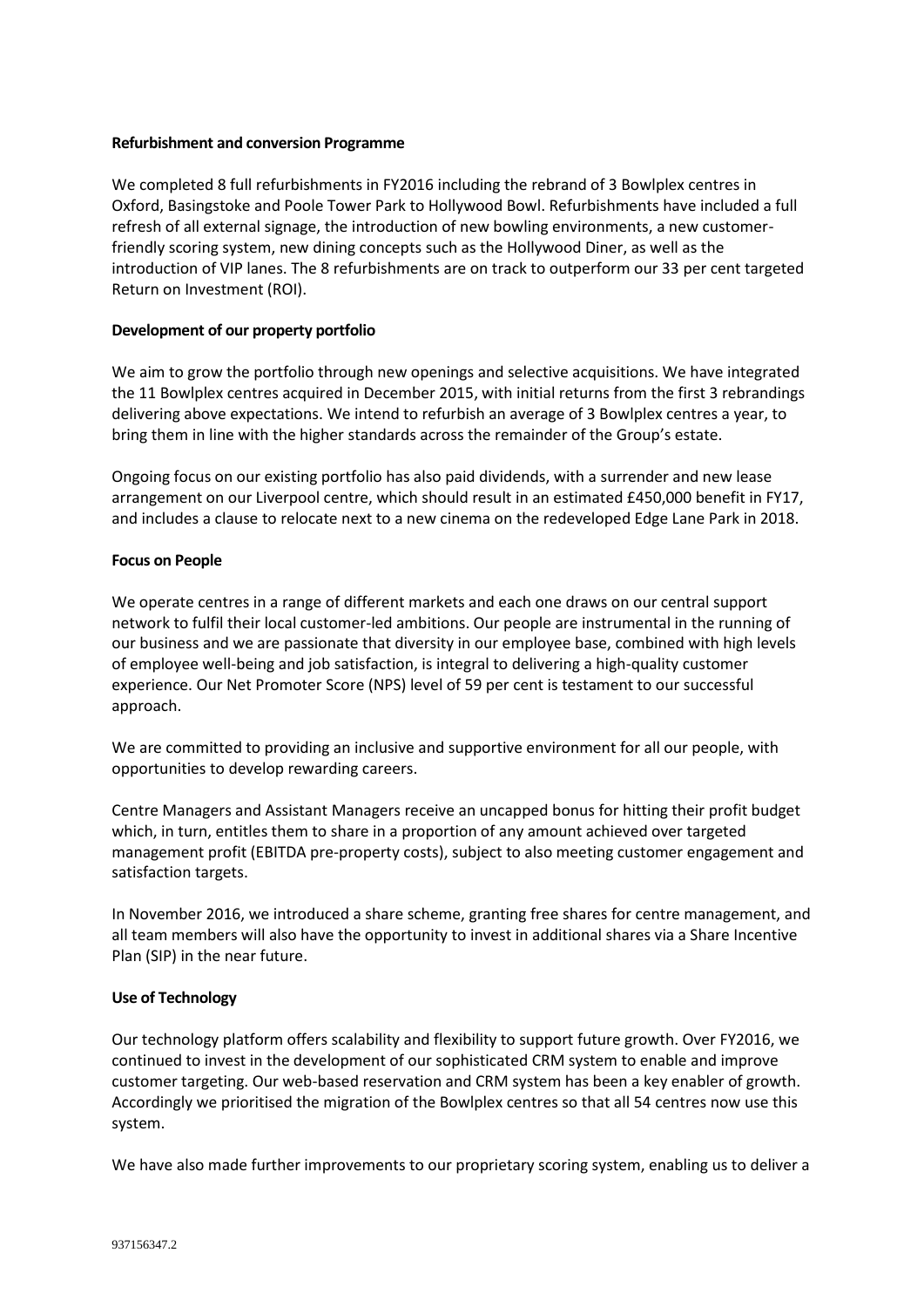**Refurbishment and conversion Programme**

We completed 8 full refurbishments in FY2016 including the rebrand of 3 Bowlplex centres in Oxford, Basingstoke and Poole Tower Park to Hollywood Bowl. Refurbishments have included a full refresh of all external signage, the introduction of new bowling environments, a new customer-friendly scoring system, new dining concepts such as the Hollywood Diner, as well as the introduction of VIP lanes. The 8 refurbishments are on track to outperform our 33 per cent targeted Return on Investment (ROI).

**Development of our property portfolio**

We aim to grow the portfolio through new openings and selective acquisitions. We have integrated the 11 Bowlplex centres acquired in December 2015, with initial returns from the first 3 rebrandings delivering above expectations. We intend to refurbish an average of 3 Bowlplex centres a year, to bring them in line with the higher standards across the remainder of the Group's estate.

Ongoing focus on our existing portfolio has also paid dividends, with a surrender and new lease arrangement on our Liverpool centre, which should result in an estimated £450,000 benefit in FY17, and includes a clause to relocate next to a new cinema on the redeveloped Edge Lane Park in 2018.

**Focus on People**

We operate centres in a range of different markets and each one draws on our central support network to fulfil their local customer-led ambitions. Our people are instrumental in the running of our business and we are passionate that diversity in our employee base, combined with high levels of employee well-being and job satisfaction, is integral to delivering a high-quality customer experience. Our Net Promoter Score (NPS) level of 59 per cent is testament to our successful approach.

We are committed to providing an inclusive and supportive environment for all our people, with opportunities to develop rewarding careers.

Centre Managers and Assistant Managers receive an uncapped bonus for hitting their profit budget which, in turn, entitles them to share in a proportion of any amount achieved over targeted management profit (EBITDA pre-property costs), subject to also meeting customer engagement and satisfaction targets.

In November 2016, we introduced a share scheme, granting free shares for centre management, and all team members will also have the opportunity to invest in additional shares via a Share Incentive Plan (SIP) in the near future.

**Use of Technology**

Our technology platform offers scalability and flexibility to support future growth. Over FY2016, we continued to invest in the development of our sophisticated CRM system to enable and improve customer targeting. Our web-based reservation and CRM system has been a key enabler of growth. Accordingly we prioritised the migration of the Bowlplex centres so that all 54 centres now use this system.

We have also made further improvements to our proprietary scoring system, enabling us to deliver a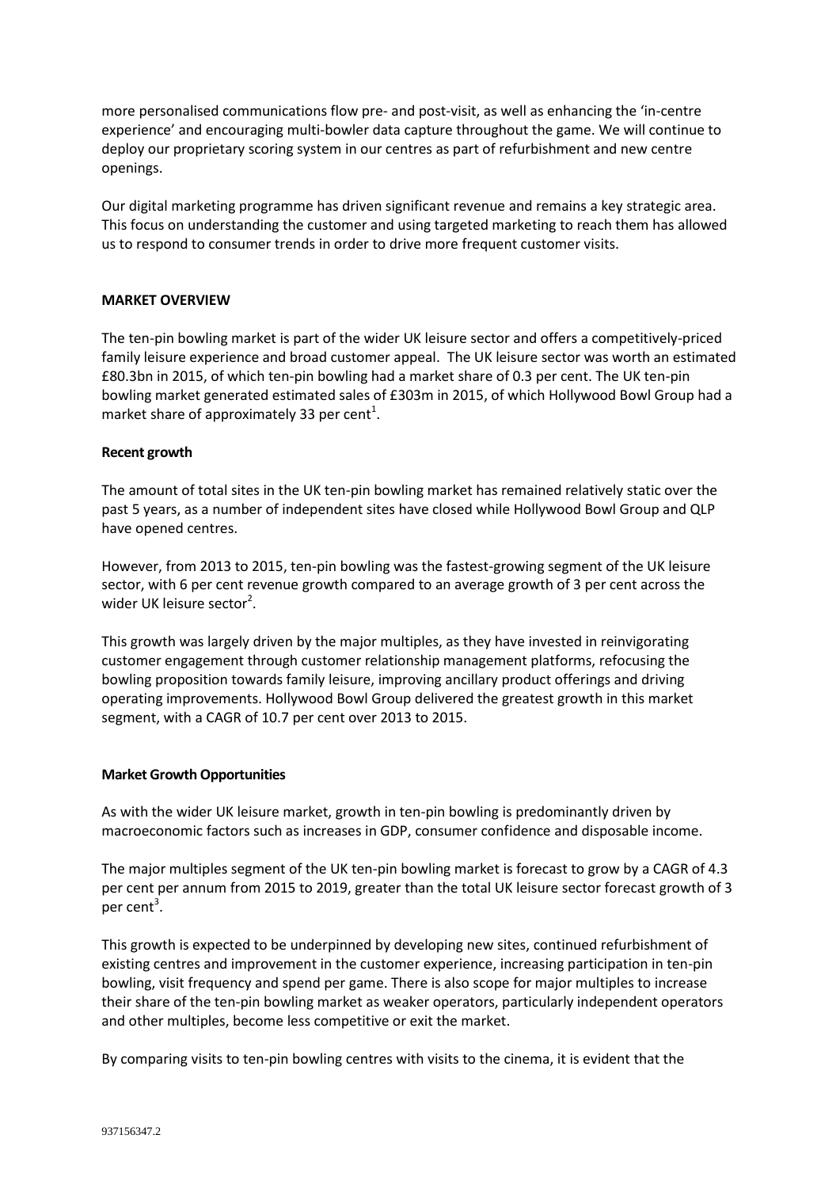more personalised communications flow pre- and post-visit, as well as enhancing the 'in-centre experience' and encouraging multi-bowler data capture throughout the game. We will continue to deploy our proprietary scoring system in our centres as part of refurbishment and new centre openings.

Our digital marketing programme has driven significant revenue and remains a key strategic area. This focus on understanding the customer and using targeted marketing to reach them has allowed us to respond to consumer trends in order to drive more frequent customer visits.

## MARKET OVERVIEW

The ten-pin bowling market is part of the wider UK leisure sector and offers a competitively-priced family leisure experience and broad customer appeal. The UK leisure sector was worth an estimated £80.3bn in 2015, of which ten-pin bowling had a market share of 0.3 per cent. The UK ten-pin bowling market generated estimated sales of £303m in 2015, of which Hollywood Bowl Group had a market share of approximately 33 per cent[1].

### Recent growth

The amount of total sites in the UK ten-pin bowling market has remained relatively static over the past 5 years, as a number of independent sites have closed while Hollywood Bowl Group and QLP have opened centres.

However, from 2013 to 2015, ten-pin bowling was the fastest-growing segment of the UK leisure sector, with 6 per cent revenue growth compared to an average growth of 3 per cent across the wider UK leisure sector[2].

This growth was largely driven by the major multiples, as they have invested in reinvigorating customer engagement through customer relationship management platforms, refocusing the bowling proposition towards family leisure, improving ancillary product offerings and driving operating improvements. Hollywood Bowl Group delivered the greatest growth in this market segment, with a CAGR of 10.7 per cent over 2013 to 2015.

### Market Growth Opportunities

As with the wider UK leisure market, growth in ten-pin bowling is predominantly driven by macroeconomic factors such as increases in GDP, consumer confidence and disposable income.

The major multiples segment of the UK ten-pin bowling market is forecast to grow by a CAGR of 4.3 per cent per annum from 2015 to 2019, greater than the total UK leisure sector forecast growth of 3 per cent[3].

This growth is expected to be underpinned by developing new sites, continued refurbishment of existing centres and improvement in the customer experience, increasing participation in ten-pin bowling, visit frequency and spend per game. There is also scope for major multiples to increase their share of the ten-pin bowling market as weaker operators, particularly independent operators and other multiples, become less competitive or exit the market.

By comparing visits to ten-pin bowling centres with visits to the cinema, it is evident that the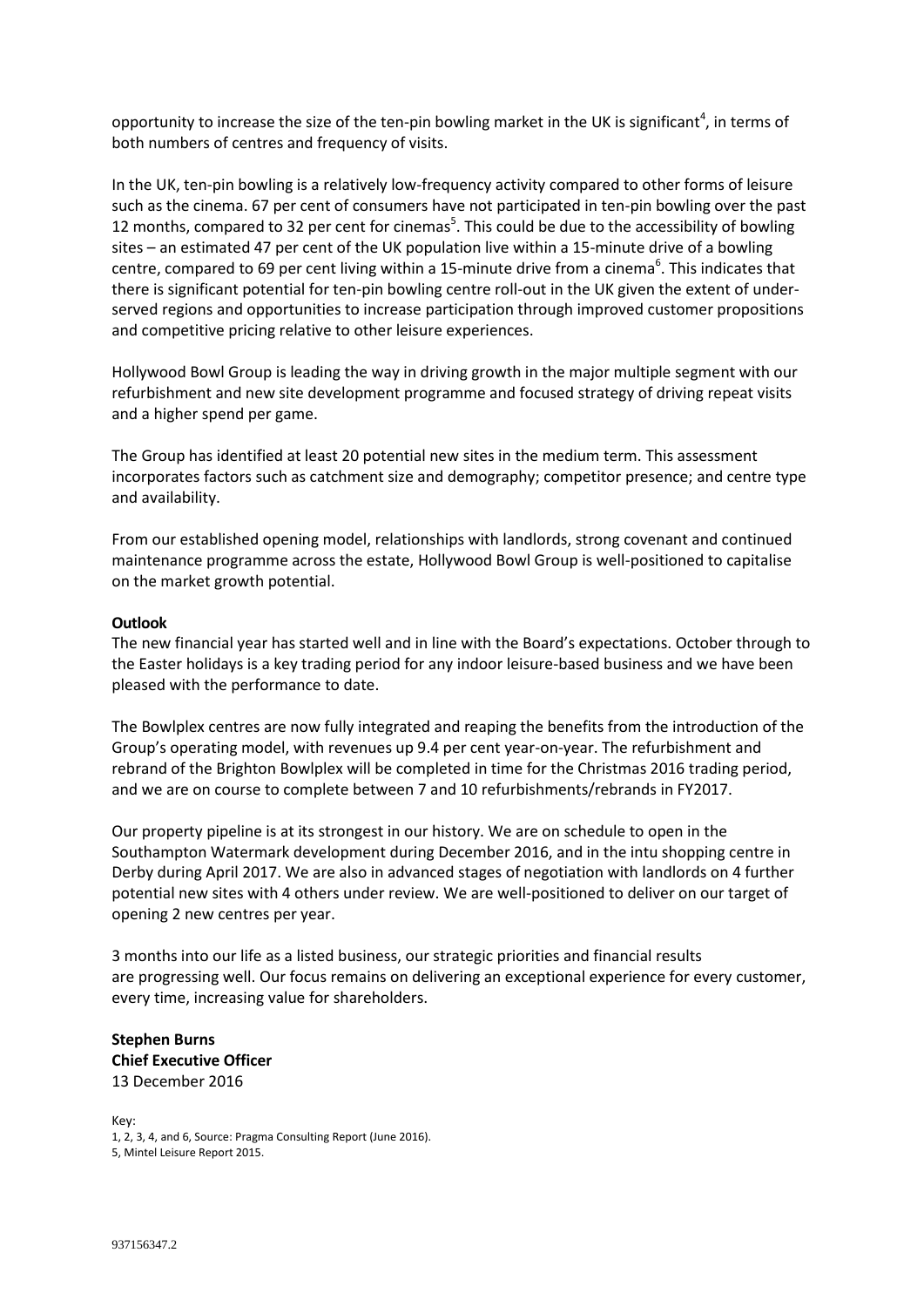opportunity to increase the size of the ten-pin bowling market in the UK is significant[4], in terms of both numbers of centres and frequency of visits.

In the UK, ten-pin bowling is a relatively low-frequency activity compared to other forms of leisure such as the cinema. 67 per cent of consumers have not participated in ten-pin bowling over the past 12 months, compared to 32 per cent for cinemas[5]. This could be due to the accessibility of bowling sites – an estimated 47 per cent of the UK population live within a 15-minute drive of a bowling centre, compared to 69 per cent living within a 15-minute drive from a cinema[6]. This indicates that there is significant potential for ten-pin bowling centre roll-out in the UK given the extent of under-served regions and opportunities to increase participation through improved customer propositions and competitive pricing relative to other leisure experiences.

Hollywood Bowl Group is leading the way in driving growth in the major multiple segment with our refurbishment and new site development programme and focused strategy of driving repeat visits and a higher spend per game.

The Group has identified at least 20 potential new sites in the medium term. This assessment incorporates factors such as catchment size and demography; competitor presence; and centre type and availability.

From our established opening model, relationships with landlords, strong covenant and continued maintenance programme across the estate, Hollywood Bowl Group is well-positioned to capitalise on the market growth potential.

**Outlook**

The new financial year has started well and in line with the Board's expectations. October through to the Easter holidays is a key trading period for any indoor leisure-based business and we have been pleased with the performance to date.

The Bowlplex centres are now fully integrated and reaping the benefits from the introduction of the Group's operating model, with revenues up 9.4 per cent year-on-year. The refurbishment and rebrand of the Brighton Bowlplex will be completed in time for the Christmas 2016 trading period, and we are on course to complete between 7 and 10 refurbishments/rebrands in FY2017.

Our property pipeline is at its strongest in our history. We are on schedule to open in the Southampton Watermark development during December 2016, and in the intu shopping centre in Derby during April 2017. We are also in advanced stages of negotiation with landlords on 4 further potential new sites with 4 others under review. We are well-positioned to deliver on our target of opening 2 new centres per year.

3 months into our life as a listed business, our strategic priorities and financial results are progressing well. Our focus remains on delivering an exceptional experience for every customer, every time, increasing value for shareholders.

**Stephen Burns**
**Chief Executive Officer**
13 December 2016

Key:
1, 2, 3, 4, and 6, Source: Pragma Consulting Report (June 2016).
5, Mintel Leisure Report 2015.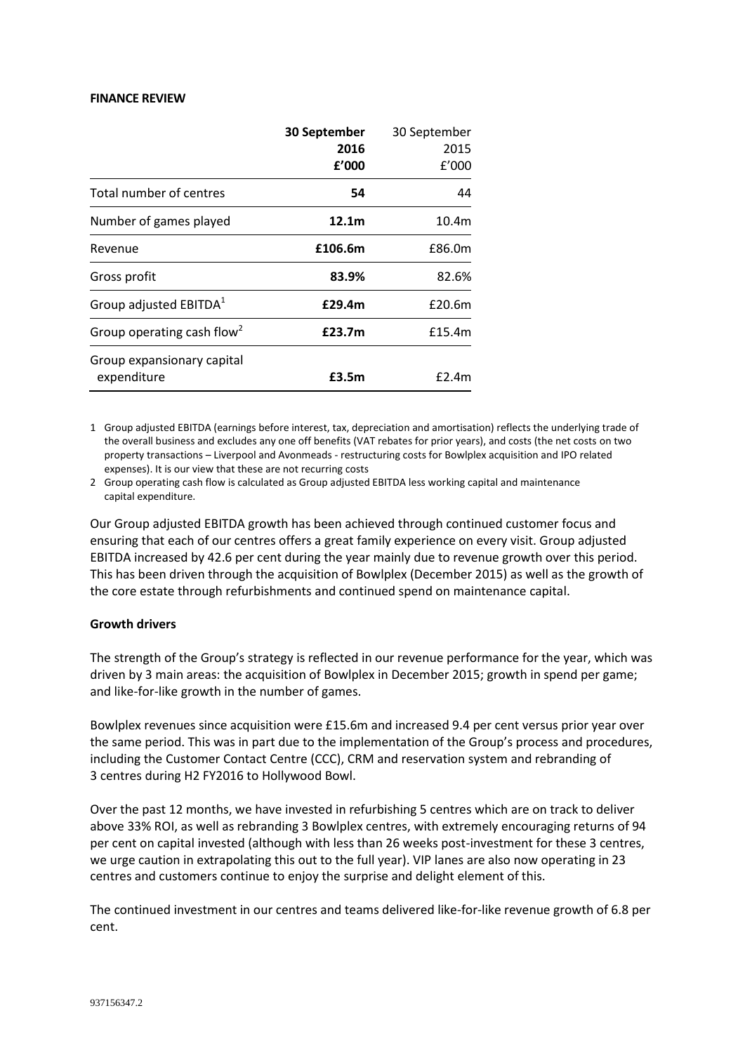**FINANCE REVIEW**

| | **30 September 2016 £'000** | 30 September 2015 £'000 |
|---|---|---|
| Total number of centres | **54** | 44 |
| Number of games played | **12.1m** | 10.4m |
| Revenue | **£106.6m** | £86.0m |
| Gross profit | **83.9%** | 82.6% |
| Group adjusted EBITDA[1] | **£29.4m** | £20.6m |
| Group operating cash flow[2] | **£23.7m** | £15.4m |
| Group expansionary capital expenditure | **£3.5m** | £2.4m |

1 Group adjusted EBITDA (earnings before interest, tax, depreciation and amortisation) reflects the underlying trade of the overall business and excludes any one off benefits (VAT rebates for prior years), and costs (the net costs on two property transactions – Liverpool and Avonmeads - restructuring costs for Bowlplex acquisition and IPO related expenses). It is our view that these are not recurring costs

2 Group operating cash flow is calculated as Group adjusted EBITDA less working capital and maintenance capital expenditure.

Our Group adjusted EBITDA growth has been achieved through continued customer focus and ensuring that each of our centres offers a great family experience on every visit. Group adjusted EBITDA increased by 42.6 per cent during the year mainly due to revenue growth over this period. This has been driven through the acquisition of Bowlplex (December 2015) as well as the growth of the core estate through refurbishments and continued spend on maintenance capital.

**Growth drivers**

The strength of the Group's strategy is reflected in our revenue performance for the year, which was driven by 3 main areas: the acquisition of Bowlplex in December 2015; growth in spend per game; and like-for-like growth in the number of games.

Bowlplex revenues since acquisition were £15.6m and increased 9.4 per cent versus prior year over the same period. This was in part due to the implementation of the Group's process and procedures, including the Customer Contact Centre (CCC), CRM and reservation system and rebranding of 3 centres during H2 FY2016 to Hollywood Bowl.

Over the past 12 months, we have invested in refurbishing 5 centres which are on track to deliver above 33% ROI, as well as rebranding 3 Bowlplex centres, with extremely encouraging returns of 94 per cent on capital invested (although with less than 26 weeks post-investment for these 3 centres, we urge caution in extrapolating this out to the full year). VIP lanes are also now operating in 23 centres and customers continue to enjoy the surprise and delight element of this.

The continued investment in our centres and teams delivered like-for-like revenue growth of 6.8 per cent.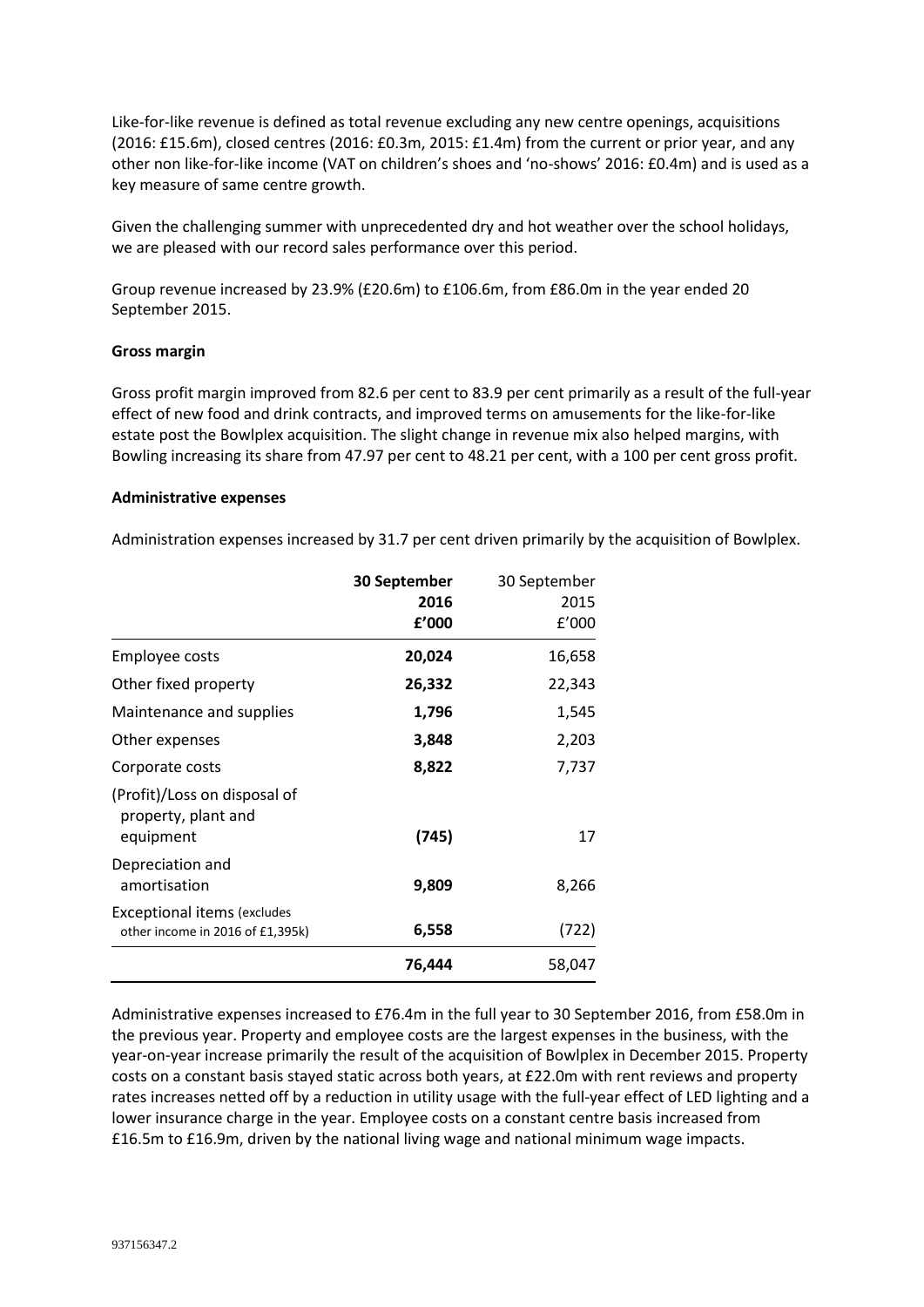Like-for-like revenue is defined as total revenue excluding any new centre openings, acquisitions (2016: £15.6m), closed centres (2016: £0.3m, 2015: £1.4m) from the current or prior year, and any other non like-for-like income (VAT on children's shoes and 'no-shows' 2016: £0.4m) and is used as a key measure of same centre growth.

Given the challenging summer with unprecedented dry and hot weather over the school holidays, we are pleased with our record sales performance over this period.

Group revenue increased by 23.9% (£20.6m) to £106.6m, from £86.0m in the year ended 20 September 2015.

**Gross margin**

Gross profit margin improved from 82.6 per cent to 83.9 per cent primarily as a result of the full-year effect of new food and drink contracts, and improved terms on amusements for the like-for-like estate post the Bowlplex acquisition. The slight change in revenue mix also helped margins, with Bowling increasing its share from 47.97 per cent to 48.21 per cent, with a 100 per cent gross profit.

**Administrative expenses**

Administration expenses increased by 31.7 per cent driven primarily by the acquisition of Bowlplex.

| | **30 September 2016 £'000** | 30 September 2015 £'000 |
|---|---|---|
| Employee costs | **20,024** | 16,658 |
| Other fixed property | **26,332** | 22,343 |
| Maintenance and supplies | **1,796** | 1,545 |
| Other expenses | **3,848** | 2,203 |
| Corporate costs | **8,822** | 7,737 |
| (Profit)/Loss on disposal of property, plant and equipment | **(745)** | 17 |
| Depreciation and amortisation | **9,809** | 8,266 |
| Exceptional items (excludes other income in 2016 of £1,395k) | **6,558** | (722) |
| | **76,444** | 58,047 |

Administrative expenses increased to £76.4m in the full year to 30 September 2016, from £58.0m in the previous year. Property and employee costs are the largest expenses in the business, with the year-on-year increase primarily the result of the acquisition of Bowlplex in December 2015. Property costs on a constant basis stayed static across both years, at £22.0m with rent reviews and property rates increases netted off by a reduction in utility usage with the full-year effect of LED lighting and a lower insurance charge in the year. Employee costs on a constant centre basis increased from £16.5m to £16.9m, driven by the national living wage and national minimum wage impacts.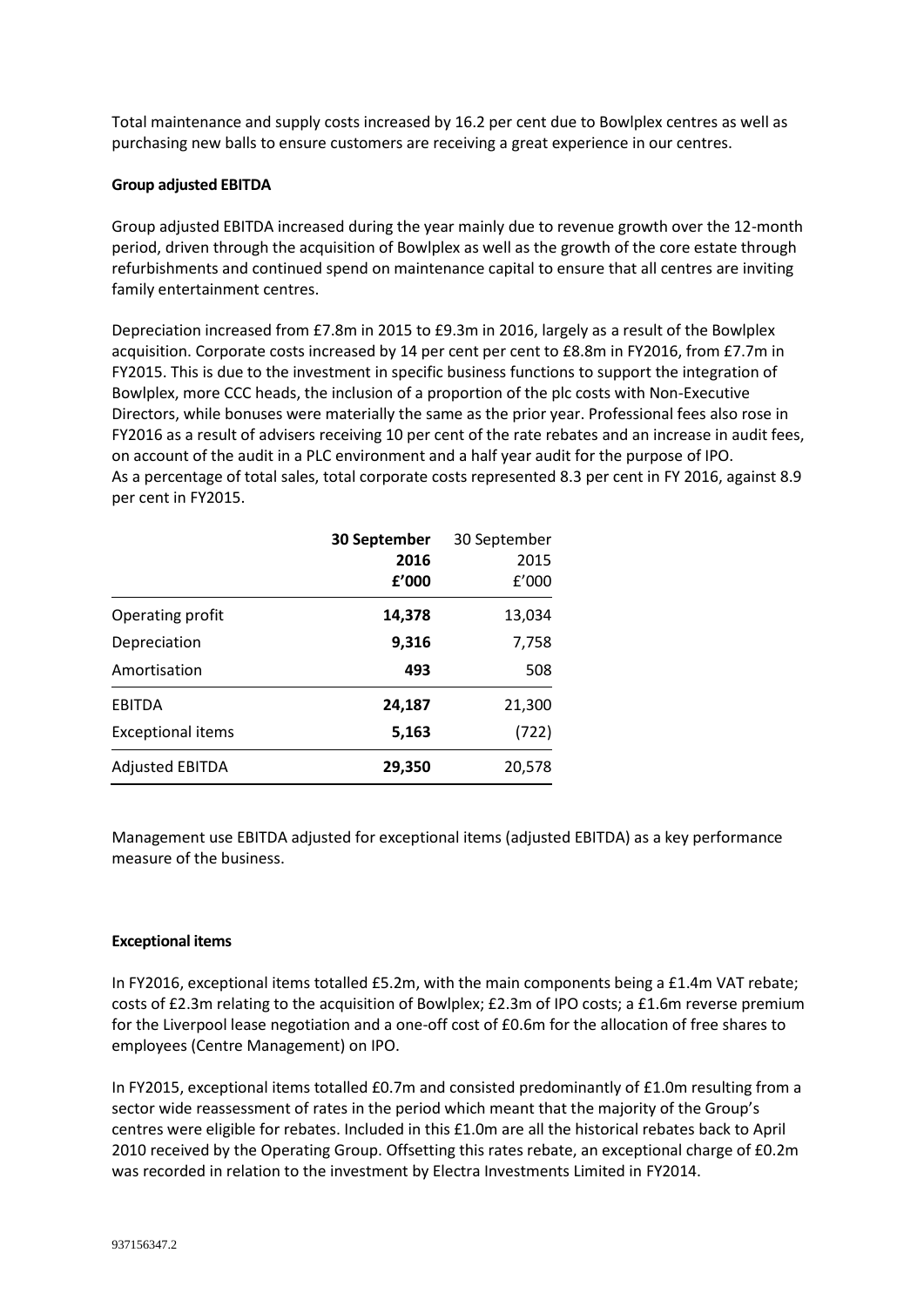Total maintenance and supply costs increased by 16.2 per cent due to Bowlplex centres as well as purchasing new balls to ensure customers are receiving a great experience in our centres.

**Group adjusted EBITDA**

Group adjusted EBITDA increased during the year mainly due to revenue growth over the 12-month period, driven through the acquisition of Bowlplex as well as the growth of the core estate through refurbishments and continued spend on maintenance capital to ensure that all centres are inviting family entertainment centres.

Depreciation increased from £7.8m in 2015 to £9.3m in 2016, largely as a result of the Bowlplex acquisition. Corporate costs increased by 14 per cent per cent to £8.8m in FY2016, from £7.7m in FY2015. This is due to the investment in specific business functions to support the integration of Bowlplex, more CCC heads, the inclusion of a proportion of the plc costs with Non-Executive Directors, while bonuses were materially the same as the prior year. Professional fees also rose in FY2016 as a result of advisers receiving 10 per cent of the rate rebates and an increase in audit fees, on account of the audit in a PLC environment and a half year audit for the purpose of IPO.
As a percentage of total sales, total corporate costs represented 8.3 per cent in FY 2016, against 8.9 per cent in FY2015.

| | **30 September 2016 £'000** | 30 September 2015 £'000 |
|---|---|---|
| Operating profit | **14,378** | 13,034 |
| Depreciation | **9,316** | 7,758 |
| Amortisation | **493** | 508 |
| EBITDA | **24,187** | 21,300 |
| Exceptional items | **5,163** | (722) |
| Adjusted EBITDA | **29,350** | 20,578 |

Management use EBITDA adjusted for exceptional items (adjusted EBITDA) as a key performance measure of the business.

**Exceptional items**

In FY2016, exceptional items totalled £5.2m, with the main components being a £1.4m VAT rebate; costs of £2.3m relating to the acquisition of Bowlplex; £2.3m of IPO costs; a £1.6m reverse premium for the Liverpool lease negotiation and a one-off cost of £0.6m for the allocation of free shares to employees (Centre Management) on IPO.

In FY2015, exceptional items totalled £0.7m and consisted predominantly of £1.0m resulting from a sector wide reassessment of rates in the period which meant that the majority of the Group's centres were eligible for rebates. Included in this £1.0m are all the historical rebates back to April 2010 received by the Operating Group. Offsetting this rates rebate, an exceptional charge of £0.2m was recorded in relation to the investment by Electra Investments Limited in FY2014.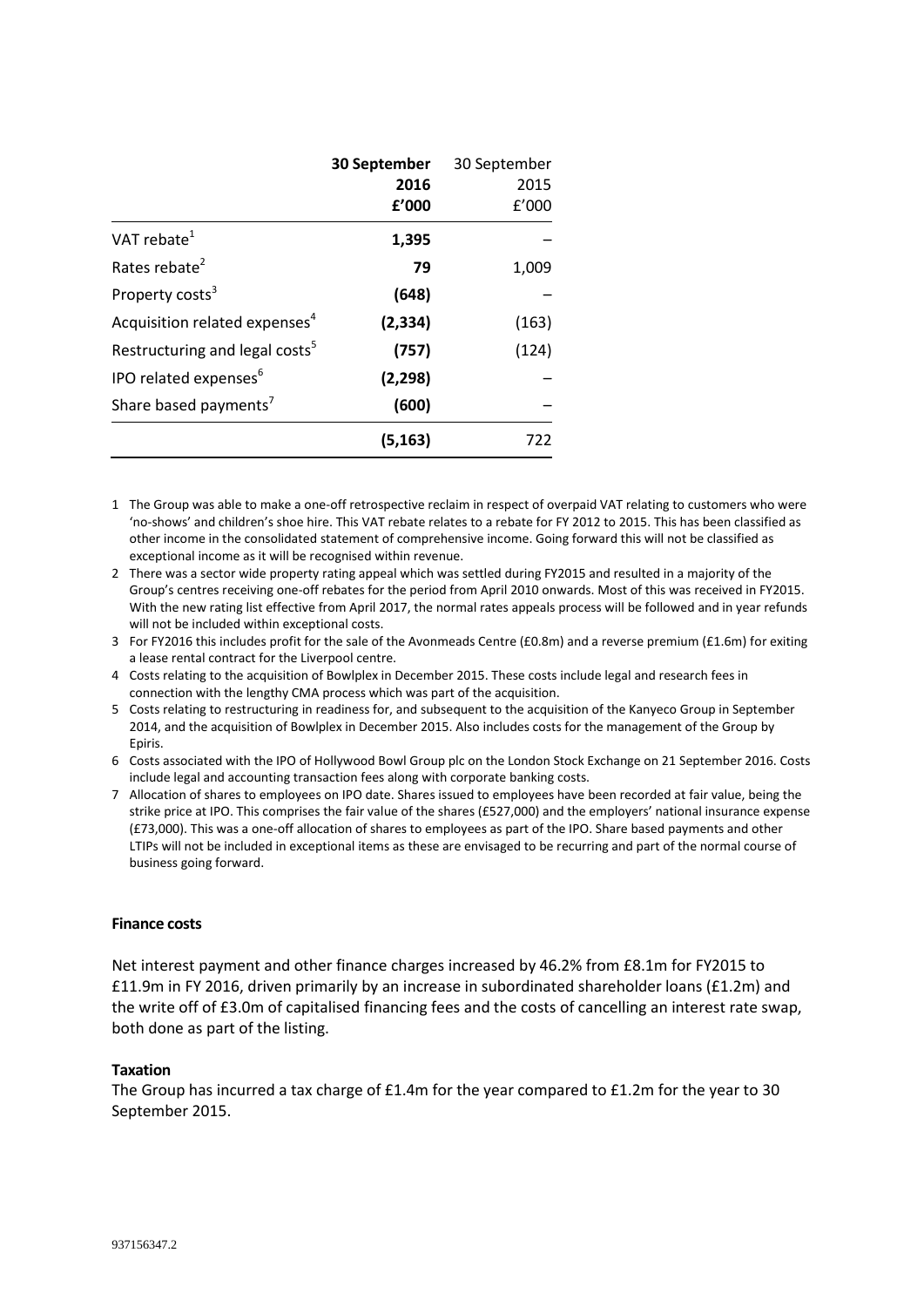| | **30 September 2016 £'000** | 30 September 2015 £'000 |
|---|---|---|
| VAT rebate[1] | **1,395** | – |
| Rates rebate[2] | **79** | 1,009 |
| Property costs[3] | **(648)** | – |
| Acquisition related expenses[4] | **(2,334)** | (163) |
| Restructuring and legal costs[5] | **(757)** | (124) |
| IPO related expenses[6] | **(2,298)** | – |
| Share based payments[7] | **(600)** | – |
| | **(5,163)** | 722 |

1 The Group was able to make a one-off retrospective reclaim in respect of overpaid VAT relating to customers who were 'no-shows' and children's shoe hire. This VAT rebate relates to a rebate for FY 2012 to 2015. This has been classified as other income in the consolidated statement of comprehensive income. Going forward this will not be classified as exceptional income as it will be recognised within revenue.

2 There was a sector wide property rating appeal which was settled during FY2015 and resulted in a majority of the Group's centres receiving one-off rebates for the period from April 2010 onwards. Most of this was received in FY2015. With the new rating list effective from April 2017, the normal rates appeals process will be followed and in year refunds will not be included within exceptional costs.

3 For FY2016 this includes profit for the sale of the Avonmeads Centre (£0.8m) and a reverse premium (£1.6m) for exiting a lease rental contract for the Liverpool centre.

4 Costs relating to the acquisition of Bowlplex in December 2015. These costs include legal and research fees in connection with the lengthy CMA process which was part of the acquisition.

5 Costs relating to restructuring in readiness for, and subsequent to the acquisition of the Kanyeco Group in September 2014, and the acquisition of Bowlplex in December 2015. Also includes costs for the management of the Group by Epiris.

6 Costs associated with the IPO of Hollywood Bowl Group plc on the London Stock Exchange on 21 September 2016. Costs include legal and accounting transaction fees along with corporate banking costs.

7 Allocation of shares to employees on IPO date. Shares issued to employees have been recorded at fair value, being the strike price at IPO. This comprises the fair value of the shares (£527,000) and the employers' national insurance expense (£73,000). This was a one-off allocation of shares to employees as part of the IPO. Share based payments and other LTIPs will not be included in exceptional items as these are envisaged to be recurring and part of the normal course of business going forward.

**Finance costs**

Net interest payment and other finance charges increased by 46.2% from £8.1m for FY2015 to £11.9m in FY 2016, driven primarily by an increase in subordinated shareholder loans (£1.2m) and the write off of £3.0m of capitalised financing fees and the costs of cancelling an interest rate swap, both done as part of the listing.

**Taxation**

The Group has incurred a tax charge of £1.4m for the year compared to £1.2m for the year to 30 September 2015.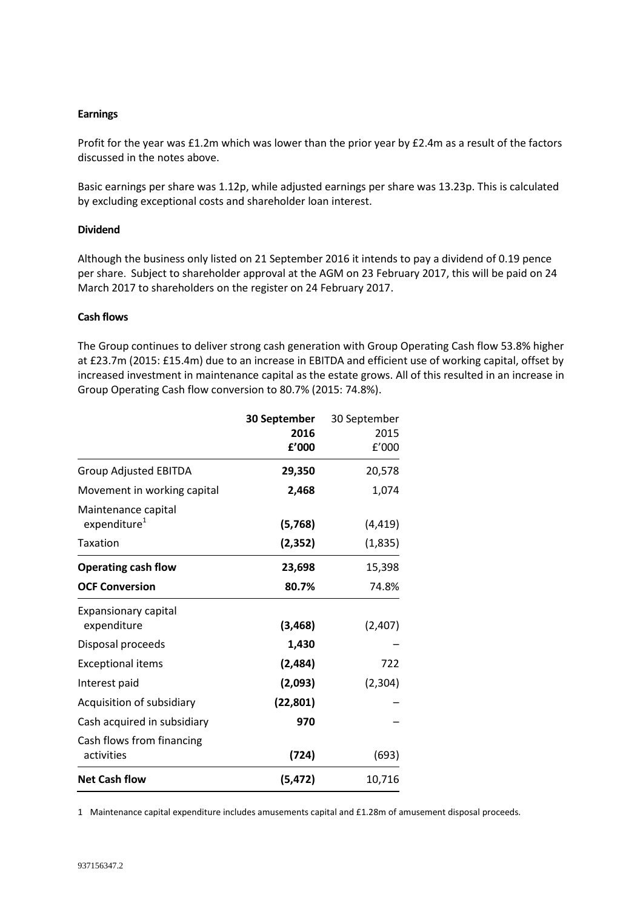**Earnings**

Profit for the year was £1.2m which was lower than the prior year by £2.4m as a result of the factors discussed in the notes above.

Basic earnings per share was 1.12p, while adjusted earnings per share was 13.23p. This is calculated by excluding exceptional costs and shareholder loan interest.

**Dividend**

Although the business only listed on 21 September 2016 it intends to pay a dividend of 0.19 pence per share. Subject to shareholder approval at the AGM on 23 February 2017, this will be paid on 24 March 2017 to shareholders on the register on 24 February 2017.

**Cash flows**

The Group continues to deliver strong cash generation with Group Operating Cash flow 53.8% higher at £23.7m (2015: £15.4m) due to an increase in EBITDA and efficient use of working capital, offset by increased investment in maintenance capital as the estate grows. All of this resulted in an increase in Group Operating Cash flow conversion to 80.7% (2015: 74.8%).

| | **30 September 2016 £'000** | 30 September 2015 £'000 |
|---|---|---|
| Group Adjusted EBITDA | **29,350** | 20,578 |
| Movement in working capital | **2,468** | 1,074 |
| Maintenance capital expenditure[1] | **(5,768)** | (4,419) |
| Taxation | **(2,352)** | (1,835) |
| **Operating cash flow** | **23,698** | 15,398 |
| **OCF Conversion** | **80.7%** | 74.8% |
| Expansionary capital expenditure | **(3,468)** | (2,407) |
| Disposal proceeds | **1,430** | – |
| Exceptional items | **(2,484)** | 722 |
| Interest paid | **(2,093)** | (2,304) |
| Acquisition of subsidiary | **(22,801)** | – |
| Cash acquired in subsidiary | **970** | – |
| Cash flows from financing activities | **(724)** | (693) |
| **Net Cash flow** | **(5,472)** | 10,716 |

1 Maintenance capital expenditure includes amusements capital and £1.28m of amusement disposal proceeds.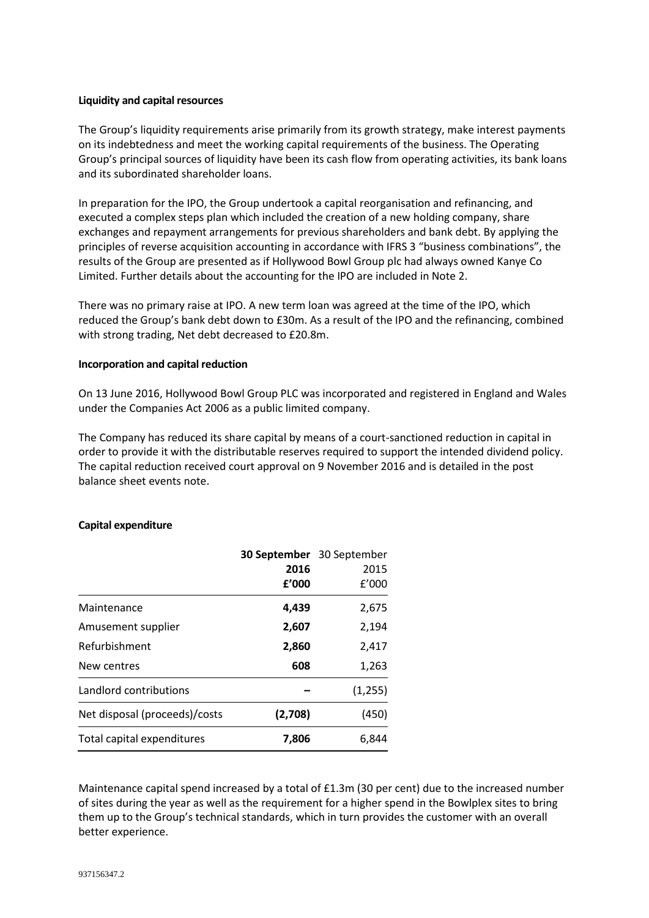**Liquidity and capital resources**

The Group's liquidity requirements arise primarily from its growth strategy, make interest payments on its indebtedness and meet the working capital requirements of the business. The Operating Group's principal sources of liquidity have been its cash flow from operating activities, its bank loans and its subordinated shareholder loans.

In preparation for the IPO, the Group undertook a capital reorganisation and refinancing, and executed a complex steps plan which included the creation of a new holding company, share exchanges and repayment arrangements for previous shareholders and bank debt. By applying the principles of reverse acquisition accounting in accordance with IFRS 3 "business combinations", the results of the Group are presented as if Hollywood Bowl Group plc had always owned Kanye Co Limited. Further details about the accounting for the IPO are included in Note 2.

There was no primary raise at IPO. A new term loan was agreed at the time of the IPO, which reduced the Group's bank debt down to £30m. As a result of the IPO and the refinancing, combined with strong trading, Net debt decreased to £20.8m.

**Incorporation and capital reduction**

On 13 June 2016, Hollywood Bowl Group PLC was incorporated and registered in England and Wales under the Companies Act 2006 as a public limited company.

The Company has reduced its share capital by means of a court-sanctioned reduction in capital in order to provide it with the distributable reserves required to support the intended dividend policy. The capital reduction received court approval on 9 November 2016 and is detailed in the post balance sheet events note.

**Capital expenditure**

| | **30 September 2016 £'000** | 30 September 2015 £'000 |
|---|---|---|
| Maintenance | **4,439** | 2,675 |
| Amusement supplier | **2,607** | 2,194 |
| Refurbishment | **2,860** | 2,417 |
| New centres | **608** | 1,263 |
| Landlord contributions | **–** | (1,255) |
| Net disposal (proceeds)/costs | **(2,708)** | (450) |
| Total capital expenditures | **7,806** | 6,844 |

Maintenance capital spend increased by a total of £1.3m (30 per cent) due to the increased number of sites during the year as well as the requirement for a higher spend in the Bowlplex sites to bring them up to the Group's technical standards, which in turn provides the customer with an overall better experience.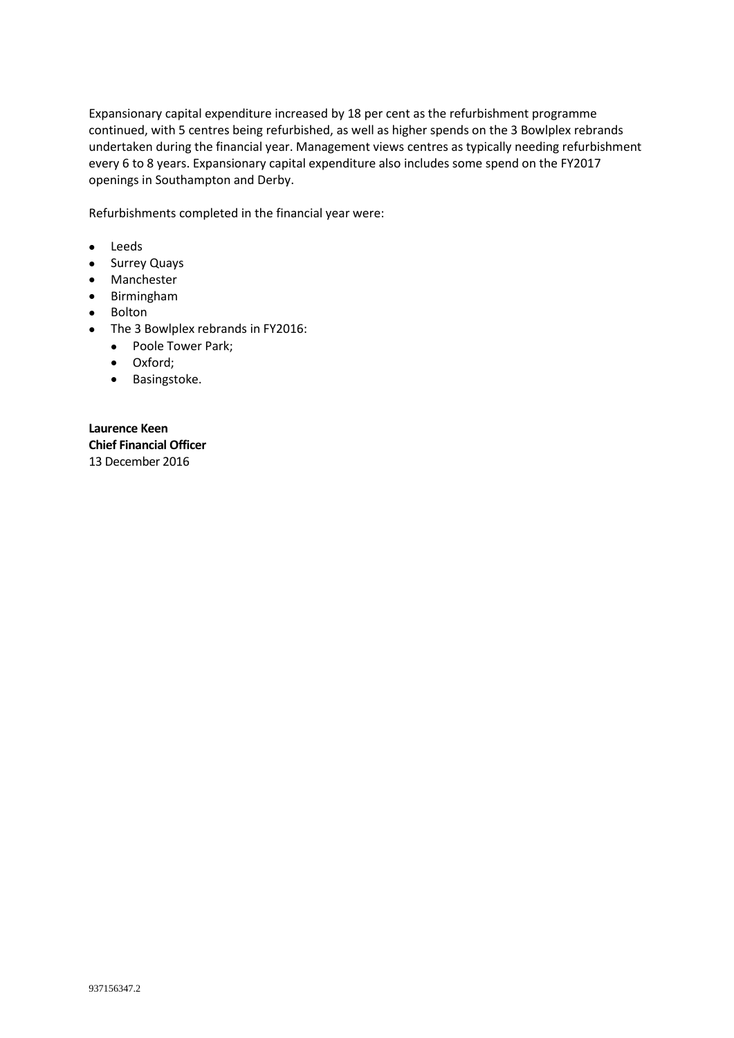Expansionary capital expenditure increased by 18 per cent as the refurbishment programme continued, with 5 centres being refurbished, as well as higher spends on the 3 Bowlplex rebrands undertaken during the financial year. Management views centres as typically needing refurbishment every 6 to 8 years. Expansionary capital expenditure also includes some spend on the FY2017 openings in Southampton and Derby.

Refurbishments completed in the financial year were:

- Leeds
- Surrey Quays
- Manchester
- Birmingham
- Bolton
- The 3 Bowlplex rebrands in FY2016:
  - Poole Tower Park;
  - Oxford;
  - Basingstoke.

**Laurence Keen**
**Chief Financial Officer**
13 December 2016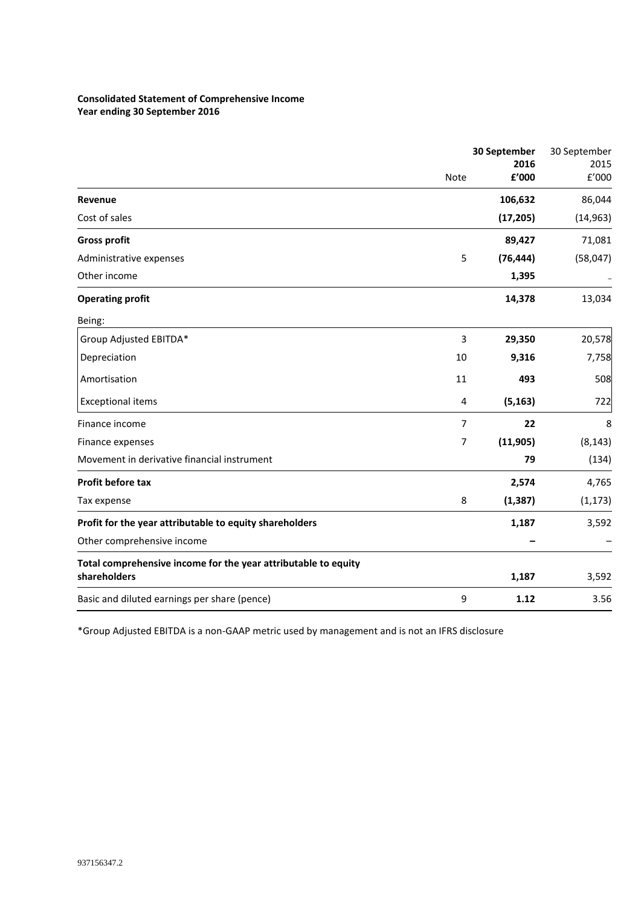**Consolidated Statement of Comprehensive Income**
**Year ending 30 September 2016**

| | Note | **30 September 2016 £'000** | 30 September 2015 £'000 |
|---|---|---|---|
| **Revenue** | | **106,632** | 86,044 |
| Cost of sales | | **(17,205)** | (14,963) |
| **Gross profit** | | **89,427** | 71,081 |
| Administrative expenses | 5 | **(76,444)** | (58,047) |
| Other income | | **1,395** | – |
| **Operating profit** | | **14,378** | 13,034 |
| Being: | | | |
| Group Adjusted EBITDA* | 3 | **29,350** | 20,578 |
| Depreciation | 10 | **9,316** | 7,758 |
| Amortisation | 11 | **493** | 508 |
| Exceptional items | 4 | **(5,163)** | 722 |
| Finance income | 7 | **22** | 8 |
| Finance expenses | 7 | **(11,905)** | (8,143) |
| Movement in derivative financial instrument | | **79** | (134) |
| **Profit before tax** | | **2,574** | 4,765 |
| Tax expense | 8 | **(1,387)** | (1,173) |
| **Profit for the year attributable to equity shareholders** | | **1,187** | 3,592 |
| Other comprehensive income | | **–** | – |
| **Total comprehensive income for the year attributable to equity shareholders** | | **1,187** | 3,592 |
| Basic and diluted earnings per share (pence) | 9 | **1.12** | 3.56 |

*Group Adjusted EBITDA is a non-GAAP metric used by management and is not an IFRS disclosure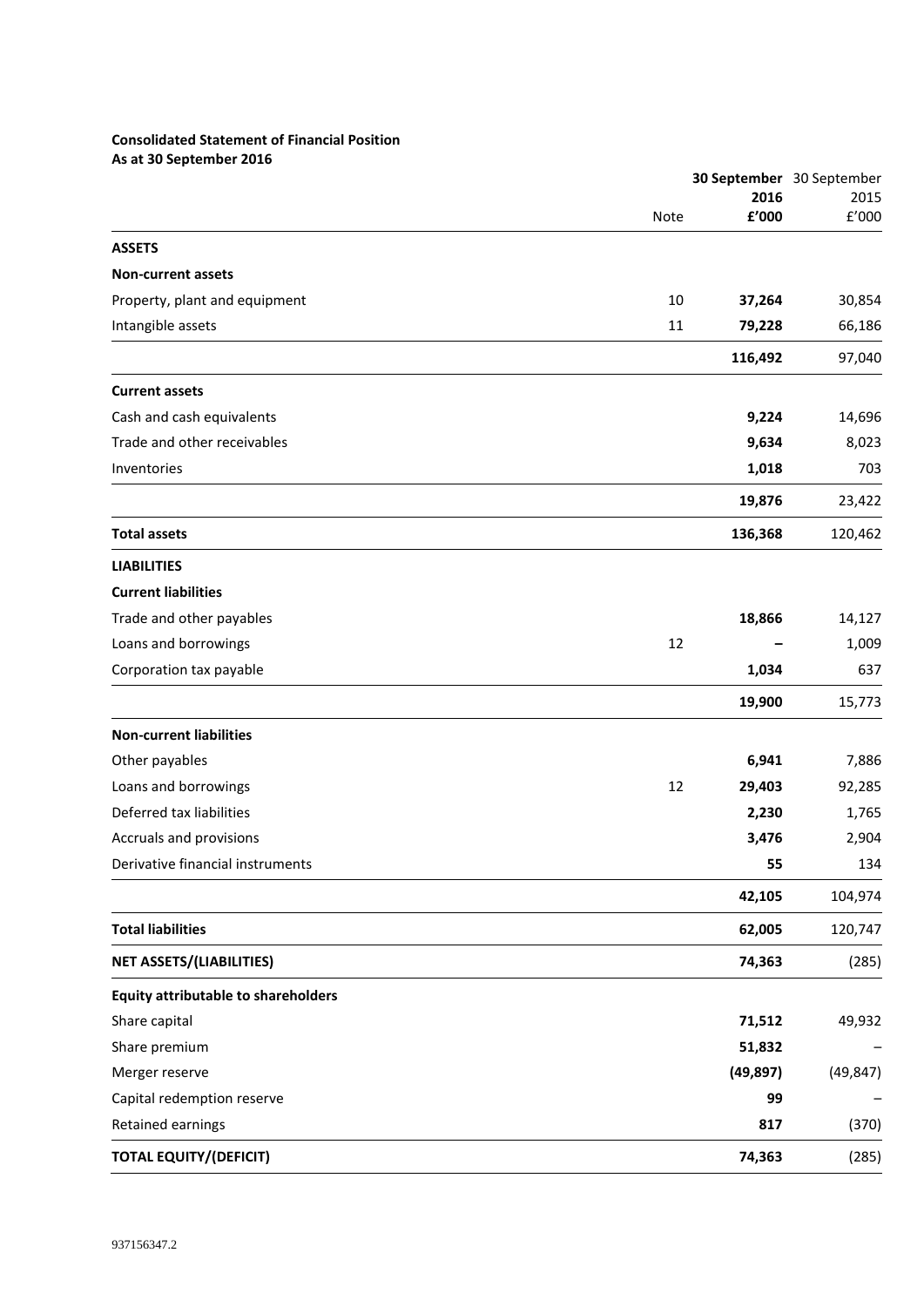**Consolidated Statement of Financial Position**
**As at 30 September 2016**

| | Note | **30 September 2016 £'000** | 30 September 2015 £'000 |
|---|---|---|---|
| **ASSETS** | | | |
| **Non-current assets** | | | |
| Property, plant and equipment | 10 | **37,264** | 30,854 |
| Intangible assets | 11 | **79,228** | 66,186 |
| | | **116,492** | 97,040 |
| **Current assets** | | | |
| Cash and cash equivalents | | **9,224** | 14,696 |
| Trade and other receivables | | **9,634** | 8,023 |
| Inventories | | **1,018** | 703 |
| | | **19,876** | 23,422 |
| **Total assets** | | **136,368** | 120,462 |
| **LIABILITIES** | | | |
| **Current liabilities** | | | |
| Trade and other payables | | **18,866** | 14,127 |
| Loans and borrowings | 12 | **–** | 1,009 |
| Corporation tax payable | | **1,034** | 637 |
| | | **19,900** | 15,773 |
| **Non-current liabilities** | | | |
| Other payables | | **6,941** | 7,886 |
| Loans and borrowings | 12 | **29,403** | 92,285 |
| Deferred tax liabilities | | **2,230** | 1,765 |
| Accruals and provisions | | **3,476** | 2,904 |
| Derivative financial instruments | | **55** | 134 |
| | | **42,105** | 104,974 |
| **Total liabilities** | | **62,005** | 120,747 |
| **NET ASSETS/(LIABILITIES)** | | **74,363** | (285) |
| **Equity attributable to shareholders** | | | |
| Share capital | | **71,512** | 49,932 |
| Share premium | | **51,832** | – |
| Merger reserve | | **(49,897)** | (49,847) |
| Capital redemption reserve | | **99** | – |
| Retained earnings | | **817** | (370) |
| **TOTAL EQUITY/(DEFICIT)** | | **74,363** | (285) |

937156347.2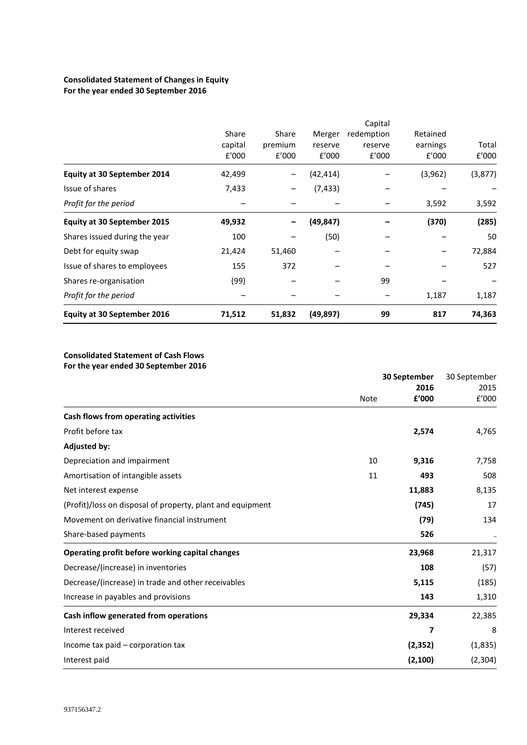**Consolidated Statement of Changes in Equity**
**For the year ended 30 September 2016**

| | Share capital £'000 | Share premium £'000 | Merger reserve £'000 | Capital redemption reserve £'000 | Retained earnings £'000 | Total £'000 |
|---|---|---|---|---|---|---|
| **Equity at 30 September 2014** | 42,499 | – | (42,414) | – | (3,962) | (3,877) |
| Issue of shares | 7,433 | – | (7,433) | – | – | – |
| *Profit for the period* | – | – | – | – | 3,592 | 3,592 |
| **Equity at 30 September 2015** | **49,932** | **–** | **(49,847)** | **–** | **(370)** | **(285)** |
| Shares issued during the year | 100 | – | (50) | – | – | 50 |
| Debt for equity swap | 21,424 | 51,460 | – | – | – | 72,884 |
| Issue of shares to employees | 155 | 372 | – | – | – | 527 |
| Shares re-organisation | (99) | – | – | 99 | – | – |
| *Profit for the period* | – | – | – | – | 1,187 | 1,187 |
| **Equity at 30 September 2016** | **71,512** | **51,832** | **(49,897)** | **99** | **817** | **74,363** |

**Consolidated Statement of Cash Flows**
**For the year ended 30 September 2016**

| | Note | **30 September 2016 £'000** | 30 September 2015 £'000 |
|---|---|---|---|
| **Cash flows from operating activities** | | | |
| Profit before tax | | **2,574** | 4,765 |
| **Adjusted by:** | | | |
| Depreciation and impairment | 10 | **9,316** | 7,758 |
| Amortisation of intangible assets | 11 | **493** | 508 |
| Net interest expense | | **11,883** | 8,135 |
| (Profit)/loss on disposal of property, plant and equipment | | **(745)** | 17 |
| Movement on derivative financial instrument | | **(79)** | 134 |
| Share-based payments | | **526** | – |
| **Operating profit before working capital changes** | | **23,968** | 21,317 |
| Decrease/(increase) in inventories | | **108** | (57) |
| Decrease/(increase) in trade and other receivables | | **5,115** | (185) |
| Increase in payables and provisions | | **143** | 1,310 |
| **Cash inflow generated from operations** | | **29,334** | 22,385 |
| Interest received | | **7** | 8 |
| Income tax paid – corporation tax | | **(2,352)** | (1,835) |
| Interest paid | | **(2,100)** | (2,304) |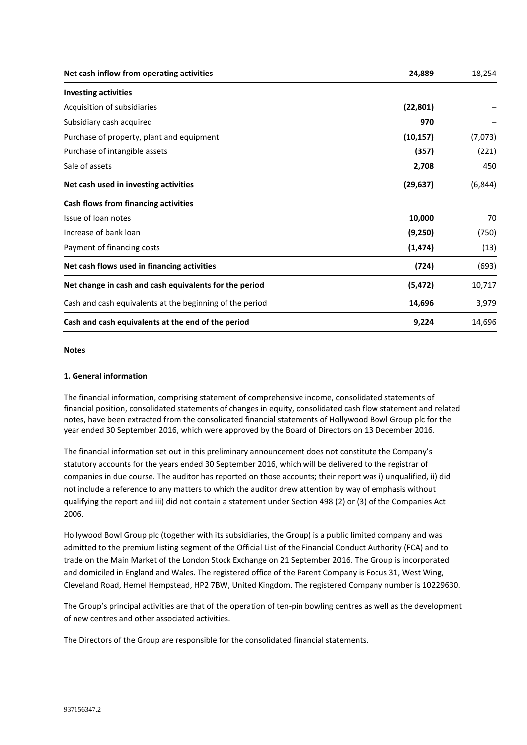| | | |
|---|---|---|
| **Net cash inflow from operating activities** | **24,889** | 18,254 |
| **Investing activities** | | |
| Acquisition of subsidiaries | **(22,801)** | – |
| Subsidiary cash acquired | **970** | – |
| Purchase of property, plant and equipment | **(10,157)** | (7,073) |
| Purchase of intangible assets | **(357)** | (221) |
| Sale of assets | **2,708** | 450 |
| **Net cash used in investing activities** | **(29,637)** | (6,844) |
| **Cash flows from financing activities** | | |
| Issue of loan notes | **10,000** | 70 |
| Increase of bank loan | **(9,250)** | (750) |
| Payment of financing costs | **(1,474)** | (13) |
| **Net cash flows used in financing activities** | **(724)** | (693) |
| **Net change in cash and cash equivalents for the period** | **(5,472)** | 10,717 |
| Cash and cash equivalents at the beginning of the period | **14,696** | 3,979 |
| **Cash and cash equivalents at the end of the period** | **9,224** | 14,696 |

**Notes**

**1. General information**

The financial information, comprising statement of comprehensive income, consolidated statements of financial position, consolidated statements of changes in equity, consolidated cash flow statement and related notes, have been extracted from the consolidated financial statements of Hollywood Bowl Group plc for the year ended 30 September 2016, which were approved by the Board of Directors on 13 December 2016.

The financial information set out in this preliminary announcement does not constitute the Company's statutory accounts for the years ended 30 September 2016, which will be delivered to the registrar of companies in due course. The auditor has reported on those accounts; their report was i) unqualified, ii) did not include a reference to any matters to which the auditor drew attention by way of emphasis without qualifying the report and iii) did not contain a statement under Section 498 (2) or (3) of the Companies Act 2006.

Hollywood Bowl Group plc (together with its subsidiaries, the Group) is a public limited company and was admitted to the premium listing segment of the Official List of the Financial Conduct Authority (FCA) and to trade on the Main Market of the London Stock Exchange on 21 September 2016. The Group is incorporated and domiciled in England and Wales. The registered office of the Parent Company is Focus 31, West Wing, Cleveland Road, Hemel Hempstead, HP2 7BW, United Kingdom. The registered Company number is 10229630.

The Group's principal activities are that of the operation of ten-pin bowling centres as well as the development of new centres and other associated activities.

The Directors of the Group are responsible for the consolidated financial statements.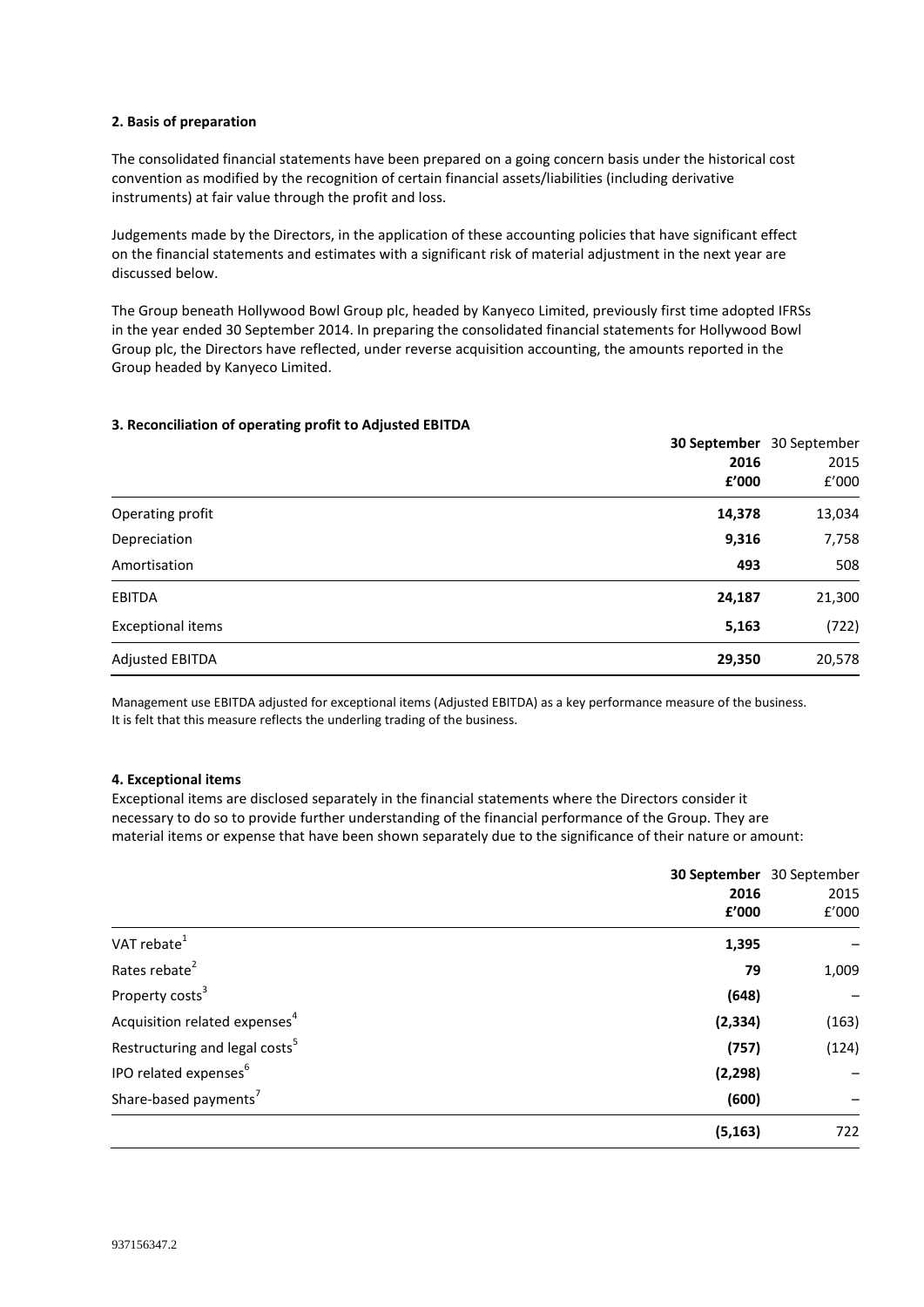**2. Basis of preparation**

The consolidated financial statements have been prepared on a going concern basis under the historical cost convention as modified by the recognition of certain financial assets/liabilities (including derivative instruments) at fair value through the profit and loss.

Judgements made by the Directors, in the application of these accounting policies that have significant effect on the financial statements and estimates with a significant risk of material adjustment in the next year are discussed below.

The Group beneath Hollywood Bowl Group plc, headed by Kanyeco Limited, previously first time adopted IFRSs in the year ended 30 September 2014. In preparing the consolidated financial statements for Hollywood Bowl Group plc, the Directors have reflected, under reverse acquisition accounting, the amounts reported in the Group headed by Kanyeco Limited.

**3. Reconciliation of operating profit to Adjusted EBITDA**

| | **30 September 2016 £'000** | 30 September 2015 £'000 |
|---|---|---|
| Operating profit | **14,378** | 13,034 |
| Depreciation | **9,316** | 7,758 |
| Amortisation | **493** | 508 |
| EBITDA | **24,187** | 21,300 |
| Exceptional items | **5,163** | (722) |
| Adjusted EBITDA | **29,350** | 20,578 |

Management use EBITDA adjusted for exceptional items (Adjusted EBITDA) as a key performance measure of the business. It is felt that this measure reflects the underling trading of the business.

**4. Exceptional items**

Exceptional items are disclosed separately in the financial statements where the Directors consider it necessary to do so to provide further understanding of the financial performance of the Group. They are material items or expense that have been shown separately due to the significance of their nature or amount:

| | **30 September 2016 £'000** | 30 September 2015 £'000 |
|---|---|---|
| VAT rebate[1] | **1,395** | – |
| Rates rebate[2] | **79** | 1,009 |
| Property costs[3] | **(648)** | – |
| Acquisition related expenses[4] | **(2,334)** | (163) |
| Restructuring and legal costs[5] | **(757)** | (124) |
| IPO related expenses[6] | **(2,298)** | – |
| Share-based payments[7] | **(600)** | – |
| | **(5,163)** | 722 |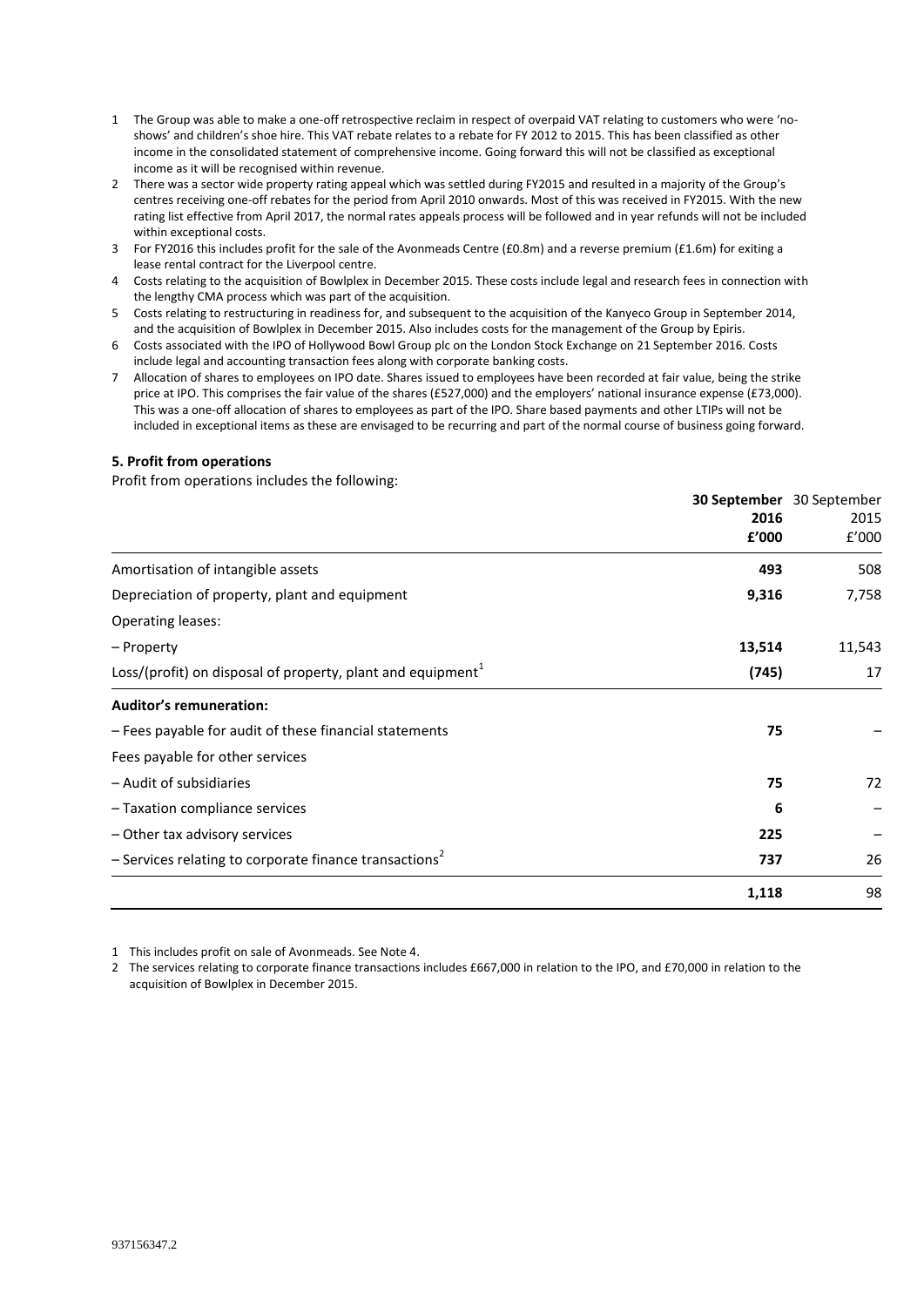1. The Group was able to make a one-off retrospective reclaim in respect of overpaid VAT relating to customers who were 'no-shows' and children's shoe hire. This VAT rebate relates to a rebate for FY 2012 to 2015. This has been classified as other income in the consolidated statement of comprehensive income. Going forward this will not be classified as exceptional income as it will be recognised within revenue.
2. There was a sector wide property rating appeal which was settled during FY2015 and resulted in a majority of the Group's centres receiving one-off rebates for the period from April 2010 onwards. Most of this was received in FY2015. With the new rating list effective from April 2017, the normal rates appeals process will be followed and in year refunds will not be included within exceptional costs.
3. For FY2016 this includes profit for the sale of the Avonmeads Centre (£0.8m) and a reverse premium (£1.6m) for exiting a lease rental contract for the Liverpool centre.
4. Costs relating to the acquisition of Bowlplex in December 2015. These costs include legal and research fees in connection with the lengthy CMA process which was part of the acquisition.
5. Costs relating to restructuring in readiness for, and subsequent to the acquisition of the Kanyeco Group in September 2014, and the acquisition of Bowlplex in December 2015. Also includes costs for the management of the Group by Epiris.
6. Costs associated with the IPO of Hollywood Bowl Group plc on the London Stock Exchange on 21 September 2016. Costs include legal and accounting transaction fees along with corporate banking costs.
7. Allocation of shares to employees on IPO date. Shares issued to employees have been recorded at fair value, being the strike price at IPO. This comprises the fair value of the shares (£527,000) and the employers' national insurance expense (£73,000). This was a one-off allocation of shares to employees as part of the IPO. Share based payments and other LTIPs will not be included in exceptional items as these are envisaged to be recurring and part of the normal course of business going forward.

## 5. Profit from operations

Profit from operations includes the following:

| | **30 September 2016 £'000** | 30 September 2015 £'000 |
|---|---|---|
| Amortisation of intangible assets | **493** | 508 |
| Depreciation of property, plant and equipment | **9,316** | 7,758 |
| Operating leases: | | |
| – Property | **13,514** | 11,543 |
| Loss/(profit) on disposal of property, plant and equipment[1] | **(745)** | 17 |
| **Auditor's remuneration:** | | |
| – Fees payable for audit of these financial statements | **75** | – |
| Fees payable for other services | | |
| – Audit of subsidiaries | **75** | 72 |
| – Taxation compliance services | **6** | – |
| – Other tax advisory services | **225** | – |
| – Services relating to corporate finance transactions[2] | **737** | 26 |
| | **1,118** | 98 |

1. This includes profit on sale of Avonmeads. See Note 4.
2. The services relating to corporate finance transactions includes £667,000 in relation to the IPO, and £70,000 in relation to the acquisition of Bowlplex in December 2015.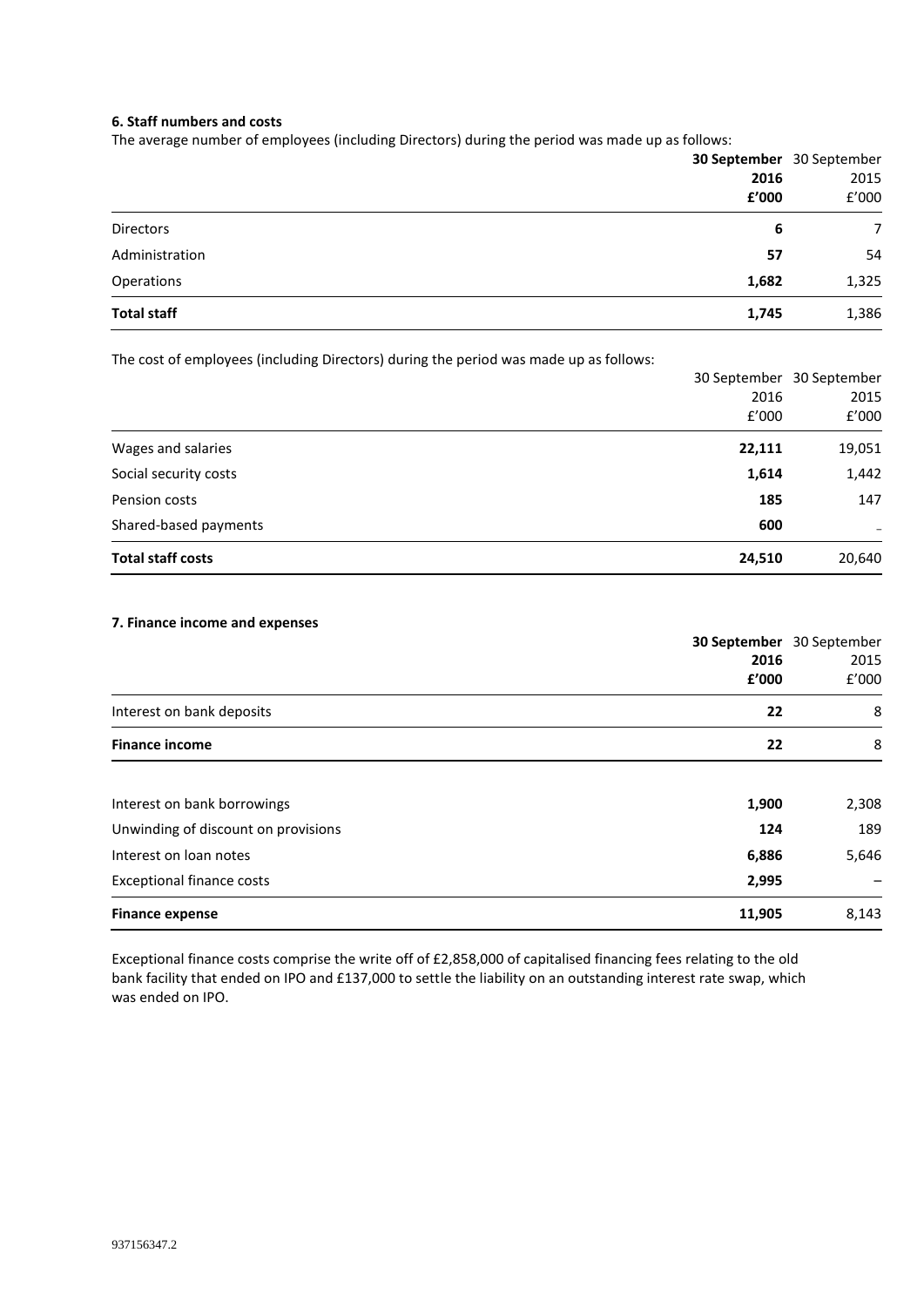**6. Staff numbers and costs**

The average number of employees (including Directors) during the period was made up as follows:

| | **30 September 2016 £'000** | 30 September 2015 £'000 |
|---|---|---|
| Directors | **6** | 7 |
| Administration | **57** | 54 |
| Operations | **1,682** | 1,325 |
| **Total staff** | **1,745** | 1,386 |

The cost of employees (including Directors) during the period was made up as follows:

| | 30 September 2016 £'000 | 30 September 2015 £'000 |
|---|---|---|
| Wages and salaries | **22,111** | 19,051 |
| Social security costs | **1,614** | 1,442 |
| Pension costs | **185** | 147 |
| Shared-based payments | **600** | – |
| **Total staff costs** | **24,510** | 20,640 |

**7. Finance income and expenses**

| | **30 September 2016 £'000** | 30 September 2015 £'000 |
|---|---|---|
| Interest on bank deposits | **22** | 8 |
| **Finance income** | **22** | 8 |
| | | |
| Interest on bank borrowings | **1,900** | 2,308 |
| Unwinding of discount on provisions | **124** | 189 |
| Interest on loan notes | **6,886** | 5,646 |
| Exceptional finance costs | **2,995** | – |
| **Finance expense** | **11,905** | 8,143 |

Exceptional finance costs comprise the write off of £2,858,000 of capitalised financing fees relating to the old bank facility that ended on IPO and £137,000 to settle the liability on an outstanding interest rate swap, which was ended on IPO.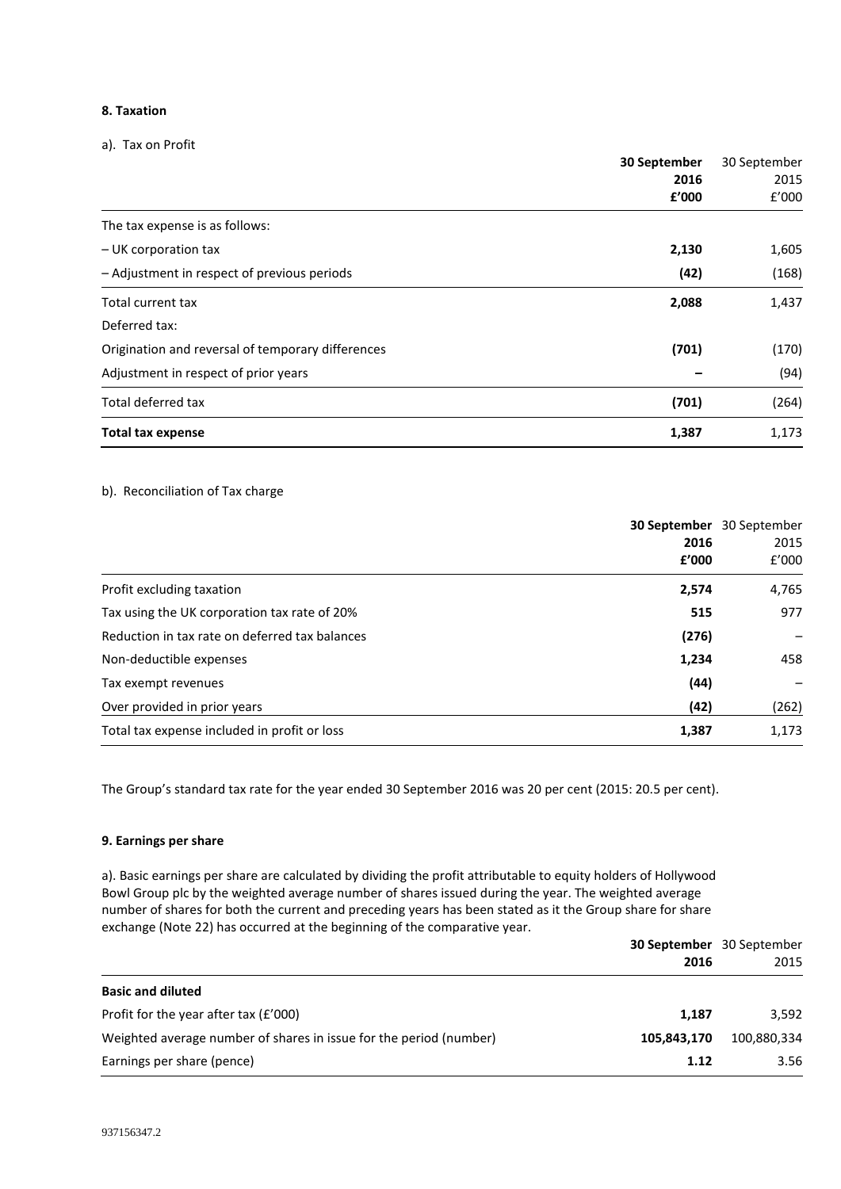#### 8. Taxation

a). Tax on Profit

| | **30 September 2016 £'000** | 30 September 2015 £'000 |
|---|---|---|
| The tax expense is as follows: | | |
| – UK corporation tax | **2,130** | 1,605 |
| – Adjustment in respect of previous periods | **(42)** | (168) |
| Total current tax | **2,088** | 1,437 |
| Deferred tax: | | |
| Origination and reversal of temporary differences | **(701)** | (170) |
| Adjustment in respect of prior years | **–** | (94) |
| Total deferred tax | **(701)** | (264) |
| **Total tax expense** | **1,387** | 1,173 |

b). Reconciliation of Tax charge

| | **30 September 2016 £'000** | 30 September 2015 £'000 |
|---|---|---|
| Profit excluding taxation | **2,574** | 4,765 |
| Tax using the UK corporation tax rate of 20% | **515** | 977 |
| Reduction in tax rate on deferred tax balances | **(276)** | – |
| Non-deductible expenses | **1,234** | 458 |
| Tax exempt revenues | **(44)** | – |
| Over provided in prior years | **(42)** | (262) |
| Total tax expense included in profit or loss | **1,387** | 1,173 |

The Group's standard tax rate for the year ended 30 September 2016 was 20 per cent (2015: 20.5 per cent).

#### 9. Earnings per share

a). Basic earnings per share are calculated by dividing the profit attributable to equity holders of Hollywood Bowl Group plc by the weighted average number of shares issued during the year. The weighted average number of shares for both the current and preceding years has been stated as it the Group share for share exchange (Note 22) has occurred at the beginning of the comparative year.

| | **30 September 2016** | 30 September 2015 |
|---|---|---|
| **Basic and diluted** | | |
| Profit for the year after tax (£'000) | **1,187** | 3,592 |
| Weighted average number of shares in issue for the period (number) | **105,843,170** | 100,880,334 |
| Earnings per share (pence) | **1.12** | 3.56 |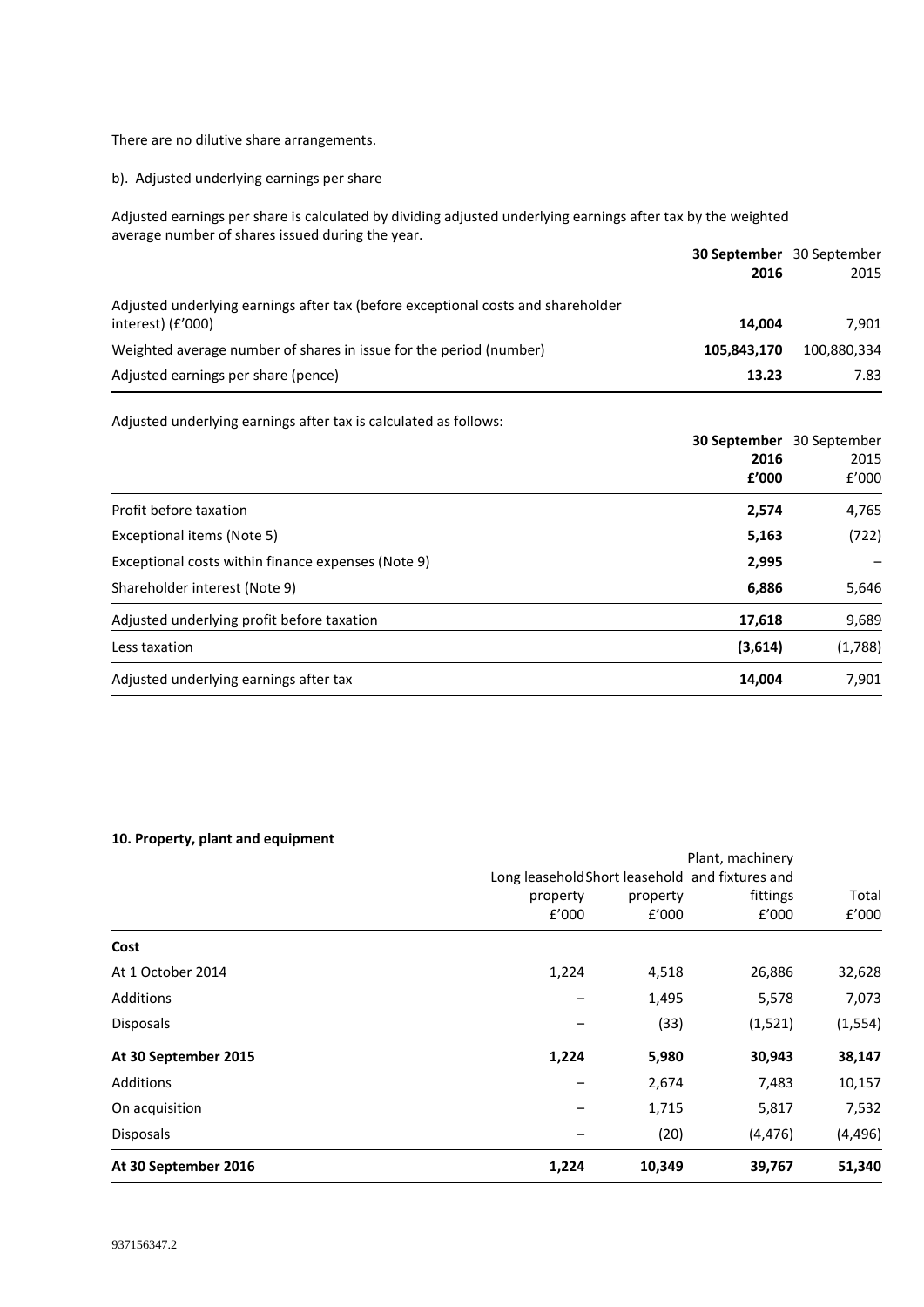There are no dilutive share arrangements.

b). Adjusted underlying earnings per share

Adjusted earnings per share is calculated by dividing adjusted underlying earnings after tax by the weighted average number of shares issued during the year.

| | **30 September 2016** | 30 September 2015 |
|---|---|---|
| Adjusted underlying earnings after tax (before exceptional costs and shareholder interest) (£'000) | **14,004** | 7,901 |
| Weighted average number of shares in issue for the period (number) | **105,843,170** | 100,880,334 |
| Adjusted earnings per share (pence) | **13.23** | 7.83 |

Adjusted underlying earnings after tax is calculated as follows:

| | **30 September 2016 £'000** | 30 September 2015 £'000 |
|---|---|---|
| Profit before taxation | **2,574** | 4,765 |
| Exceptional items (Note 5) | **5,163** | (722) |
| Exceptional costs within finance expenses (Note 9) | **2,995** | – |
| Shareholder interest (Note 9) | **6,886** | 5,646 |
| Adjusted underlying profit before taxation | **17,618** | 9,689 |
| Less taxation | **(3,614)** | (1,788) |
| Adjusted underlying earnings after tax | **14,004** | 7,901 |

**10. Property, plant and equipment**

| | Long leasehold property £'000 | Short leasehold property £'000 | Plant, machinery and fixtures and fittings £'000 | Total £'000 |
|---|---|---|---|---|
| **Cost** | | | | |
| At 1 October 2014 | 1,224 | 4,518 | 26,886 | 32,628 |
| Additions | – | 1,495 | 5,578 | 7,073 |
| Disposals | – | (33) | (1,521) | (1,554) |
| **At 30 September 2015** | **1,224** | **5,980** | **30,943** | **38,147** |
| Additions | – | 2,674 | 7,483 | 10,157 |
| On acquisition | – | 1,715 | 5,817 | 7,532 |
| Disposals | – | (20) | (4,476) | (4,496) |
| **At 30 September 2016** | **1,224** | **10,349** | **39,767** | **51,340** |

937156347.2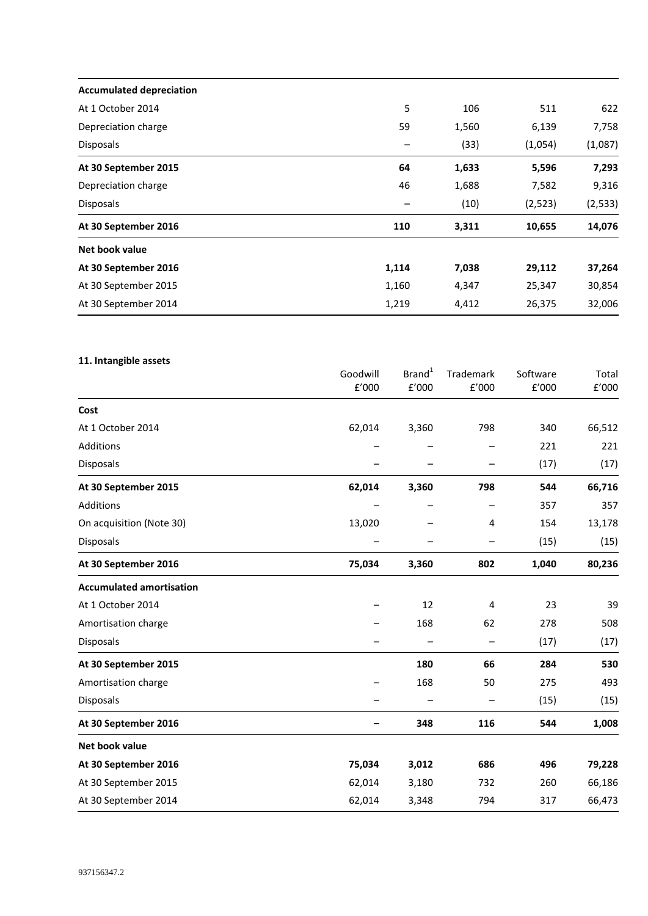| | | | | |
|---|---|---|---|---|
| **Accumulated depreciation** | | | | |
| At 1 October 2014 | 5 | 106 | 511 | 622 |
| Depreciation charge | 59 | 1,560 | 6,139 | 7,758 |
| Disposals | – | (33) | (1,054) | (1,087) |
| **At 30 September 2015** | **64** | **1,633** | **5,596** | **7,293** |
| Depreciation charge | 46 | 1,688 | 7,582 | 9,316 |
| Disposals | – | (10) | (2,523) | (2,533) |
| **At 30 September 2016** | **110** | **3,311** | **10,655** | **14,076** |
| **Net book value** | | | | |
| **At 30 September 2016** | **1,114** | **7,038** | **29,112** | **37,264** |
| At 30 September 2015 | 1,160 | 4,347 | 25,347 | 30,854 |
| At 30 September 2014 | 1,219 | 4,412 | 26,375 | 32,006 |

**11. Intangible assets**

| | Goodwill £'000 | Brand[1] £'000 | Trademark £'000 | Software £'000 | Total £'000 |
|---|---|---|---|---|---|
| **Cost** | | | | | |
| At 1 October 2014 | 62,014 | 3,360 | 798 | 340 | 66,512 |
| Additions | – | – | – | 221 | 221 |
| Disposals | – | – | – | (17) | (17) |
| **At 30 September 2015** | **62,014** | **3,360** | **798** | **544** | **66,716** |
| Additions | – | – | – | 357 | 357 |
| On acquisition (Note 30) | 13,020 | – | 4 | 154 | 13,178 |
| Disposals | – | – | – | (15) | (15) |
| **At 30 September 2016** | **75,034** | **3,360** | **802** | **1,040** | **80,236** |
| **Accumulated amortisation** | | | | | |
| At 1 October 2014 | – | 12 | 4 | 23 | 39 |
| Amortisation charge | – | 168 | 62 | 278 | 508 |
| Disposals | – | – | – | (17) | (17) |
| **At 30 September 2015** | | **180** | **66** | **284** | **530** |
| Amortisation charge | – | 168 | 50 | 275 | 493 |
| Disposals | – | – | – | (15) | (15) |
| **At 30 September 2016** | **–** | **348** | **116** | **544** | **1,008** |
| **Net book value** | | | | | |
| **At 30 September 2016** | **75,034** | **3,012** | **686** | **496** | **79,228** |
| At 30 September 2015 | 62,014 | 3,180 | 732 | 260 | 66,186 |
| At 30 September 2014 | 62,014 | 3,348 | 794 | 317 | 66,473 |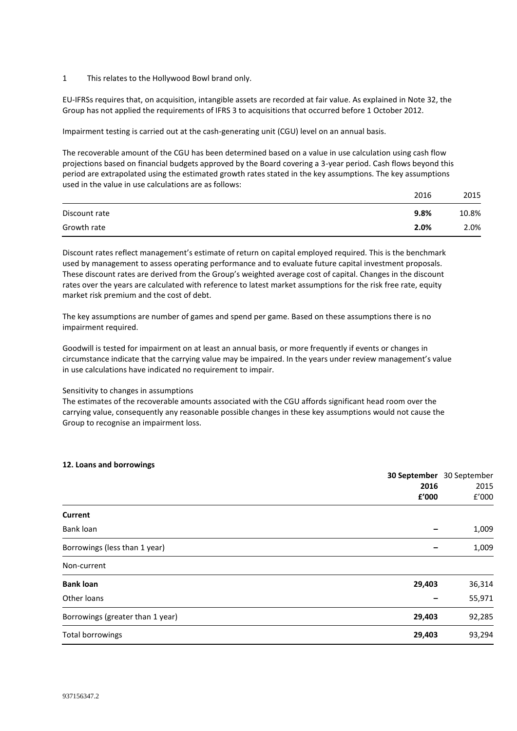1 This relates to the Hollywood Bowl brand only.

EU-IFRSs requires that, on acquisition, intangible assets are recorded at fair value. As explained in Note 32, the Group has not applied the requirements of IFRS 3 to acquisitions that occurred before 1 October 2012.

Impairment testing is carried out at the cash-generating unit (CGU) level on an annual basis.

The recoverable amount of the CGU has been determined based on a value in use calculation using cash flow projections based on financial budgets approved by the Board covering a 3-year period. Cash flows beyond this period are extrapolated using the estimated growth rates stated in the key assumptions. The key assumptions used in the value in use calculations are as follows:

| | 2016 | 2015 |
|---|---|---|
| Discount rate | **9.8%** | 10.8% |
| Growth rate | **2.0%** | 2.0% |

Discount rates reflect management's estimate of return on capital employed required. This is the benchmark used by management to assess operating performance and to evaluate future capital investment proposals. These discount rates are derived from the Group's weighted average cost of capital. Changes in the discount rates over the years are calculated with reference to latest market assumptions for the risk free rate, equity market risk premium and the cost of debt.

The key assumptions are number of games and spend per game. Based on these assumptions there is no impairment required.

Goodwill is tested for impairment on at least an annual basis, or more frequently if events or changes in circumstance indicate that the carrying value may be impaired. In the years under review management's value in use calculations have indicated no requirement to impair.

Sensitivity to changes in assumptions

The estimates of the recoverable amounts associated with the CGU affords significant head room over the carrying value, consequently any reasonable possible changes in these key assumptions would not cause the Group to recognise an impairment loss.

**12. Loans and borrowings**

| | **30 September 2016 £'000** | 30 September 2015 £'000 |
|---|---|---|
| **Current** | | |
| Bank loan | – | 1,009 |
| Borrowings (less than 1 year) | – | 1,009 |
| Non-current | | |
| **Bank loan** | **29,403** | 36,314 |
| Other loans | – | 55,971 |
| Borrowings (greater than 1 year) | **29,403** | 92,285 |
| Total borrowings | **29,403** | 93,294 |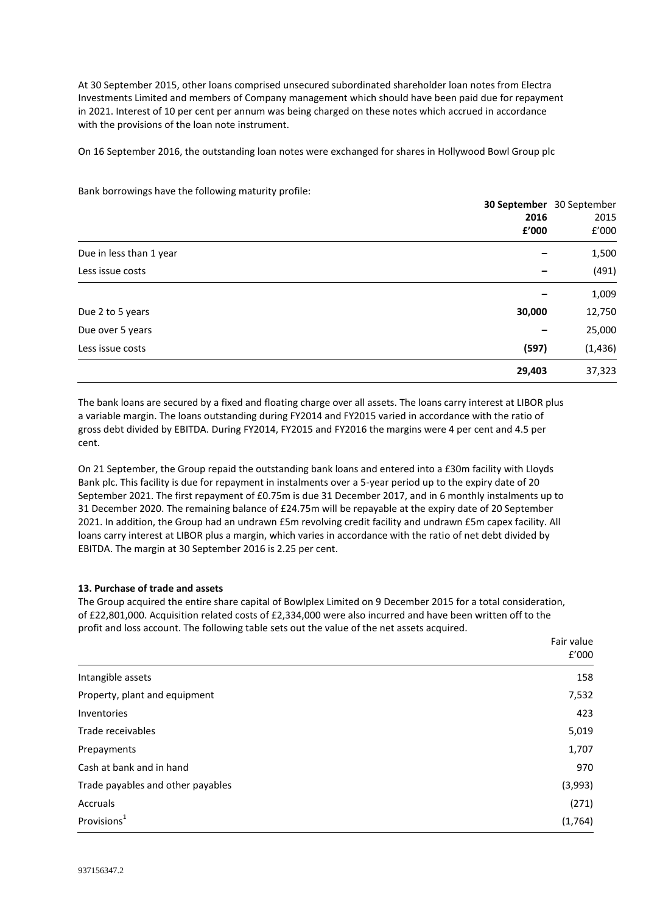At 30 September 2015, other loans comprised unsecured subordinated shareholder loan notes from Electra Investments Limited and members of Company management which should have been paid due for repayment in 2021. Interest of 10 per cent per annum was being charged on these notes which accrued in accordance with the provisions of the loan note instrument.

On 16 September 2016, the outstanding loan notes were exchanged for shares in Hollywood Bowl Group plc

Bank borrowings have the following maturity profile:

| | **30 September 2016 £'000** | 30 September 2015 £'000 |
|---|---|---|
| Due in less than 1 year | **–** | 1,500 |
| Less issue costs | **–** | (491) |
| | **–** | 1,009 |
| Due 2 to 5 years | **30,000** | 12,750 |
| Due over 5 years | **–** | 25,000 |
| Less issue costs | **(597)** | (1,436) |
| | **29,403** | 37,323 |

The bank loans are secured by a fixed and floating charge over all assets. The loans carry interest at LIBOR plus a variable margin. The loans outstanding during FY2014 and FY2015 varied in accordance with the ratio of gross debt divided by EBITDA. During FY2014, FY2015 and FY2016 the margins were 4 per cent and 4.5 per cent.

On 21 September, the Group repaid the outstanding bank loans and entered into a £30m facility with Lloyds Bank plc. This facility is due for repayment in instalments over a 5-year period up to the expiry date of 20 September 2021. The first repayment of £0.75m is due 31 December 2017, and in 6 monthly instalments up to 31 December 2020. The remaining balance of £24.75m will be repayable at the expiry date of 20 September 2021. In addition, the Group had an undrawn £5m revolving credit facility and undrawn £5m capex facility. All loans carry interest at LIBOR plus a margin, which varies in accordance with the ratio of net debt divided by EBITDA. The margin at 30 September 2016 is 2.25 per cent.

**13. Purchase of trade and assets**

The Group acquired the entire share capital of Bowlplex Limited on 9 December 2015 for a total consideration, of £22,801,000. Acquisition related costs of £2,334,000 were also incurred and have been written off to the profit and loss account. The following table sets out the value of the net assets acquired.

| | Fair value £'000 |
|---|---|
| Intangible assets | 158 |
| Property, plant and equipment | 7,532 |
| Inventories | 423 |
| Trade receivables | 5,019 |
| Prepayments | 1,707 |
| Cash at bank and in hand | 970 |
| Trade payables and other payables | (3,993) |
| Accruals | (271) |
| Provisions[1] | (1,764) |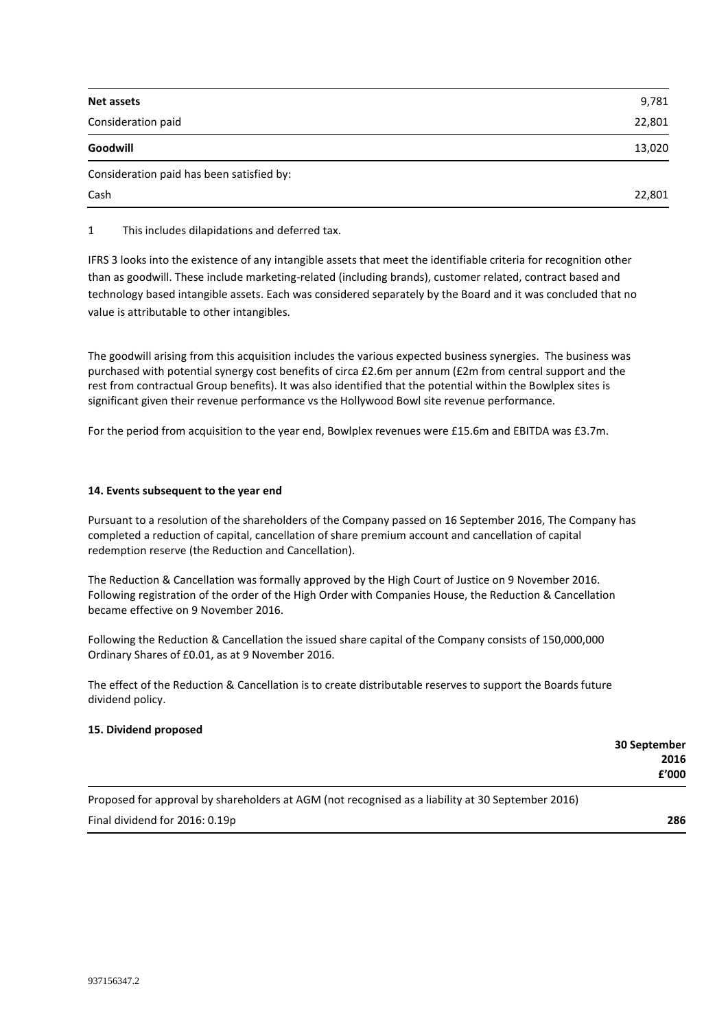| | |
|---|---|
| **Net assets** | 9,781 |
| Consideration paid | 22,801 |
| **Goodwill** | 13,020 |
| Consideration paid has been satisfied by: | |
| Cash | 22,801 |

1 This includes dilapidations and deferred tax.

IFRS 3 looks into the existence of any intangible assets that meet the identifiable criteria for recognition other than as goodwill. These include marketing-related (including brands), customer related, contract based and technology based intangible assets. Each was considered separately by the Board and it was concluded that no value is attributable to other intangibles.

The goodwill arising from this acquisition includes the various expected business synergies. The business was purchased with potential synergy cost benefits of circa £2.6m per annum (£2m from central support and the rest from contractual Group benefits). It was also identified that the potential within the Bowlplex sites is significant given their revenue performance vs the Hollywood Bowl site revenue performance.

For the period from acquisition to the year end, Bowlplex revenues were £15.6m and EBITDA was £3.7m.

**14. Events subsequent to the year end**

Pursuant to a resolution of the shareholders of the Company passed on 16 September 2016, The Company has completed a reduction of capital, cancellation of share premium account and cancellation of capital redemption reserve (the Reduction and Cancellation).

The Reduction & Cancellation was formally approved by the High Court of Justice on 9 November 2016. Following registration of the order of the High Order with Companies House, the Reduction & Cancellation became effective on 9 November 2016.

Following the Reduction & Cancellation the issued share capital of the Company consists of 150,000,000 Ordinary Shares of £0.01, as at 9 November 2016.

The effect of the Reduction & Cancellation is to create distributable reserves to support the Boards future dividend policy.

**15. Dividend proposed**

| | **30 September 2016 £'000** |
|---|---|
| Proposed for approval by shareholders at AGM (not recognised as a liability at 30 September 2016) | |
| Final dividend for 2016: 0.19p | **286** |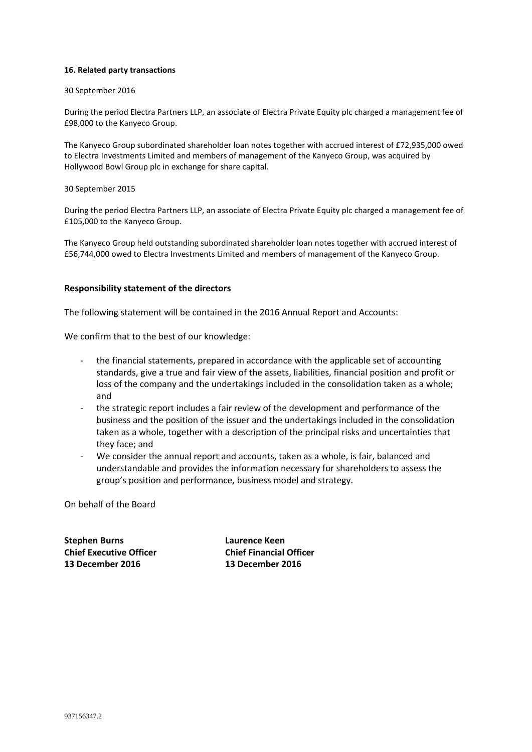**16. Related party transactions**

30 September 2016

During the period Electra Partners LLP, an associate of Electra Private Equity plc charged a management fee of £98,000 to the Kanyeco Group.

The Kanyeco Group subordinated shareholder loan notes together with accrued interest of £72,935,000 owed to Electra Investments Limited and members of management of the Kanyeco Group, was acquired by Hollywood Bowl Group plc in exchange for share capital.

30 September 2015

During the period Electra Partners LLP, an associate of Electra Private Equity plc charged a management fee of £105,000 to the Kanyeco Group.

The Kanyeco Group held outstanding subordinated shareholder loan notes together with accrued interest of £56,744,000 owed to Electra Investments Limited and members of management of the Kanyeco Group.

## Responsibility statement of the directors

The following statement will be contained in the 2016 Annual Report and Accounts:

We confirm that to the best of our knowledge:

- the financial statements, prepared in accordance with the applicable set of accounting standards, give a true and fair view of the assets, liabilities, financial position and profit or loss of the company and the undertakings included in the consolidation taken as a whole; and
- the strategic report includes a fair review of the development and performance of the business and the position of the issuer and the undertakings included in the consolidation taken as a whole, together with a description of the principal risks and uncertainties that they face; and
- We consider the annual report and accounts, taken as a whole, is fair, balanced and understandable and provides the information necessary for shareholders to assess the group's position and performance, business model and strategy.

On behalf of the Board

**Stephen Burns**
**Chief Executive Officer**
**13 December 2016**

**Laurence Keen**
**Chief Financial Officer**
**13 December 2016**

937156347.2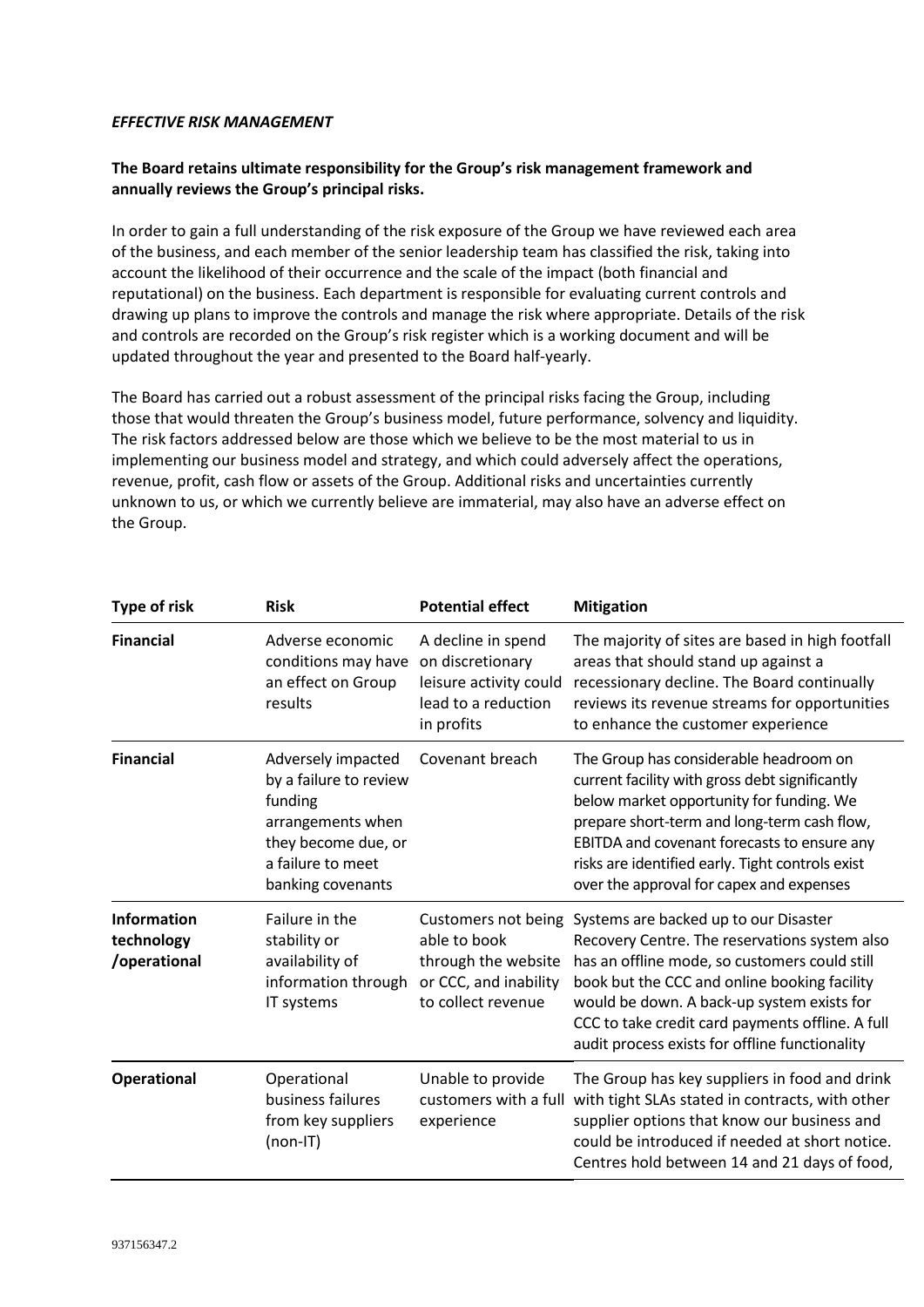***EFFECTIVE RISK MANAGEMENT***

**The Board retains ultimate responsibility for the Group's risk management framework and annually reviews the Group's principal risks.**

In order to gain a full understanding of the risk exposure of the Group we have reviewed each area of the business, and each member of the senior leadership team has classified the risk, taking into account the likelihood of their occurrence and the scale of the impact (both financial and reputational) on the business. Each department is responsible for evaluating current controls and drawing up plans to improve the controls and manage the risk where appropriate. Details of the risk and controls are recorded on the Group's risk register which is a working document and will be updated throughout the year and presented to the Board half-yearly.

The Board has carried out a robust assessment of the principal risks facing the Group, including those that would threaten the Group's business model, future performance, solvency and liquidity. The risk factors addressed below are those which we believe to be the most material to us in implementing our business model and strategy, and which could adversely affect the operations, revenue, profit, cash flow or assets of the Group. Additional risks and uncertainties currently unknown to us, or which we currently believe are immaterial, may also have an adverse effect on the Group.

| Type of risk | Risk | Potential effect | Mitigation |
|---|---|---|---|
| **Financial** | Adverse economic conditions may have an effect on Group results | A decline in spend on discretionary leisure activity could lead to a reduction in profits | The majority of sites are based in high footfall areas that should stand up against a recessionary decline. The Board continually reviews its revenue streams for opportunities to enhance the customer experience |
| **Financial** | Adversely impacted by a failure to review funding arrangements when they become due, or a failure to meet banking covenants | Covenant breach | The Group has considerable headroom on current facility with gross debt significantly below market opportunity for funding. We prepare short-term and long-term cash flow, EBITDA and covenant forecasts to ensure any risks are identified early. Tight controls exist over the approval for capex and expenses |
| **Information technology /operational** | Failure in the stability or availability of information through IT systems | Customers not being able to book through the website or CCC, and inability to collect revenue | Systems are backed up to our Disaster Recovery Centre. The reservations system also has an offline mode, so customers could still book but the CCC and online booking facility would be down. A back-up system exists for CCC to take credit card payments offline. A full audit process exists for offline functionality |
| **Operational** | Operational business failures from key suppliers (non-IT) | Unable to provide customers with a full experience | The Group has key suppliers in food and drink with tight SLAs stated in contracts, with other supplier options that know our business and could be introduced if needed at short notice. Centres hold between 14 and 21 days of food, |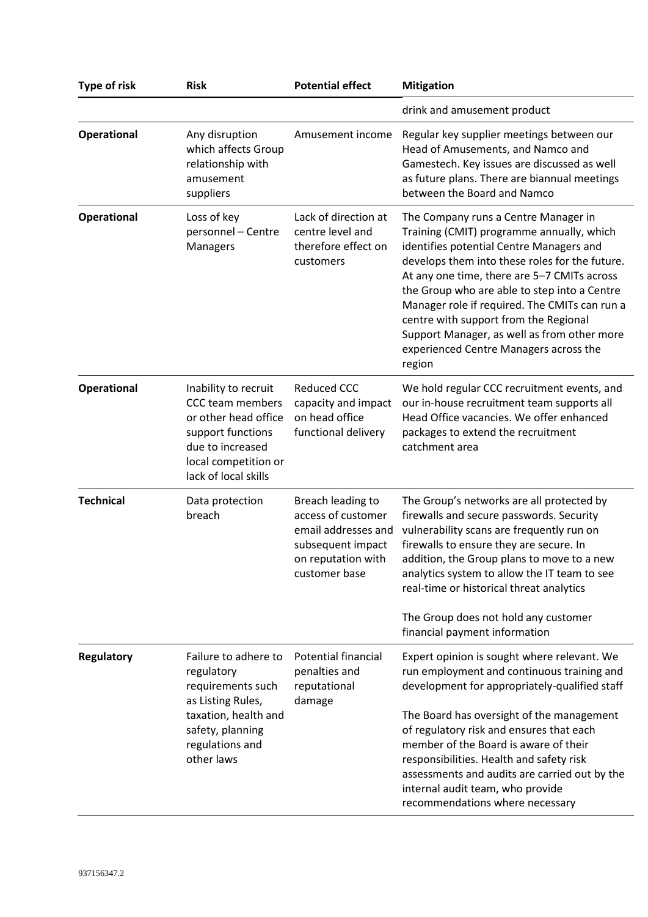| Type of risk | Risk | Potential effect | Mitigation |
|---|---|---|---|
| | | | drink and amusement product |
| **Operational** | Any disruption which affects Group relationship with amusement suppliers | Amusement income | Regular key supplier meetings between our Head of Amusements, and Namco and Gamestech. Key issues are discussed as well as future plans. There are biannual meetings between the Board and Namco |
| **Operational** | Loss of key personnel – Centre Managers | Lack of direction at centre level and therefore effect on customers | The Company runs a Centre Manager in Training (CMIT) programme annually, which identifies potential Centre Managers and develops them into these roles for the future. At any one time, there are 5–7 CMITs across the Group who are able to step into a Centre Manager role if required. The CMITs can run a centre with support from the Regional Support Manager, as well as from other more experienced Centre Managers across the region |
| **Operational** | Inability to recruit CCC team members or other head office support functions due to increased local competition or lack of local skills | Reduced CCC capacity and impact on head office functional delivery | We hold regular CCC recruitment events, and our in-house recruitment team supports all Head Office vacancies. We offer enhanced packages to extend the recruitment catchment area |
| **Technical** | Data protection breach | Breach leading to access of customer email addresses and subsequent impact on reputation with customer base | The Group's networks are all protected by firewalls and secure passwords. Security vulnerability scans are frequently run on firewalls to ensure they are secure. In addition, the Group plans to move to a new analytics system to allow the IT team to see real-time or historical threat analytics<br><br>The Group does not hold any customer financial payment information |
| **Regulatory** | Failure to adhere to regulatory requirements such as Listing Rules, taxation, health and safety, planning regulations and other laws | Potential financial penalties and reputational damage | Expert opinion is sought where relevant. We run employment and continuous training and development for appropriately-qualified staff<br><br>The Board has oversight of the management of regulatory risk and ensures that each member of the Board is aware of their responsibilities. Health and safety risk assessments and audits are carried out by the internal audit team, who provide recommendations where necessary |

937156347.2